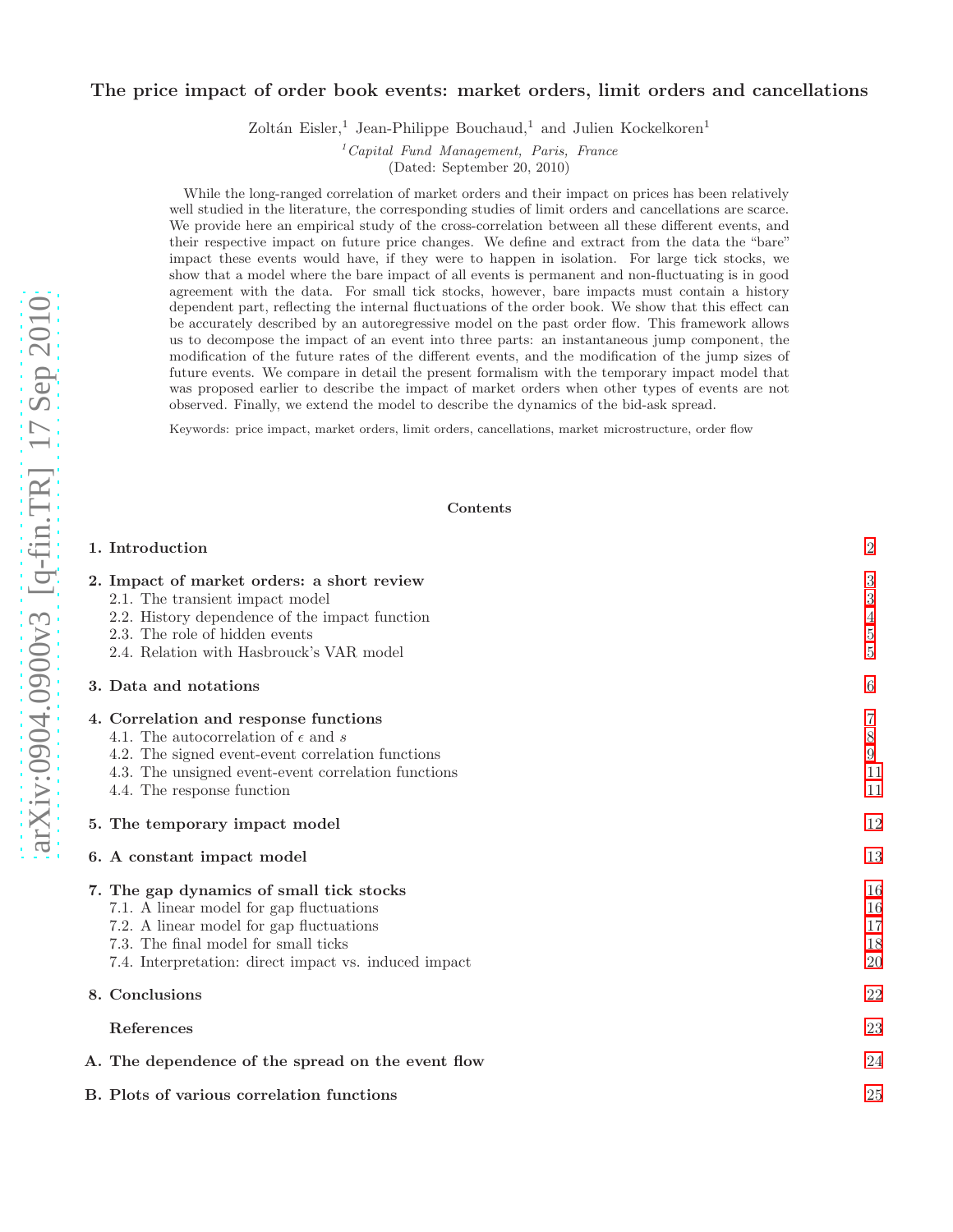# The price impact of order book events: market orders, limit orders and cancellations

Zoltán Eisler,[1] Jean-Philippe Bouchaud,[1] and Julien Kockelkoren[1]

[1] *Capital Fund Management, Paris, France*

(Dated: September 20, 2010)

While the long-ranged correlation of market orders and their impact on prices has been relatively well studied in the literature, the corresponding studies of limit orders and cancellations are scarce. We provide here an empirical study of the cross-correlation between all these different events, and their respective impact on future price changes. We define and extract from the data the "bare" impact these events would have, if they were to happen in isolation. For large tick stocks, we show that a model where the bare impact of all events is permanent and non-fluctuating is in good agreement with the data. For small tick stocks, however, bare impacts must contain a history dependent part, reflecting the internal fluctuations of the order book. We show that this effect can be accurately described by an autoregressive model on the past order flow. This framework allows us to decompose the impact of an event into three parts: an instantaneous jump component, the modification of the future rates of the different events, and the modification of the jump sizes of future events. We compare in detail the present formalism with the temporary impact model that was proposed earlier to describe the impact of market orders when other types of events are not observed. Finally, we extend the model to describe the dynamics of the bid-ask spread.

Keywords: price impact, market orders, limit orders, cancellations, market microstructure, order flow

arXiv:0904.0900v3 [q-fin.TR] 17 Sep 2010

## Contents

| | |
|---|---|
| **1. Introduction** | 2 |
| **2. Impact of market orders: a short review** | 3 |
| 2.1. The transient impact model | 3 |
| 2.2. History dependence of the impact function | 4 |
| 2.3. The role of hidden events | 5 |
| 2.4. Relation with Hasbrouck's VAR model | 5 |
| **3. Data and notations** | 6 |
| **4. Correlation and response functions** | 7 |
| 4.1. The autocorrelation of $\epsilon$ and $s$ | 8 |
| 4.2. The signed event-event correlation functions | 9 |
| 4.3. The unsigned event-event correlation functions | 11 |
| 4.4. The response function | 11 |
| **5. The temporary impact model** | 12 |
| **6. A constant impact model** | 13 |
| **7. The gap dynamics of small tick stocks** | 16 |
| 7.1. A linear model for gap fluctuations | 16 |
| 7.2. A linear model for gap fluctuations | 17 |
| 7.3. The final model for small ticks | 18 |
| 7.4. Interpretation: direct impact vs. induced impact | 20 |
| **8. Conclusions** | 22 |
| References | 23 |
| **A. The dependence of the spread on the event flow** | 24 |
| **B. Plots of various correlation functions** | 25 |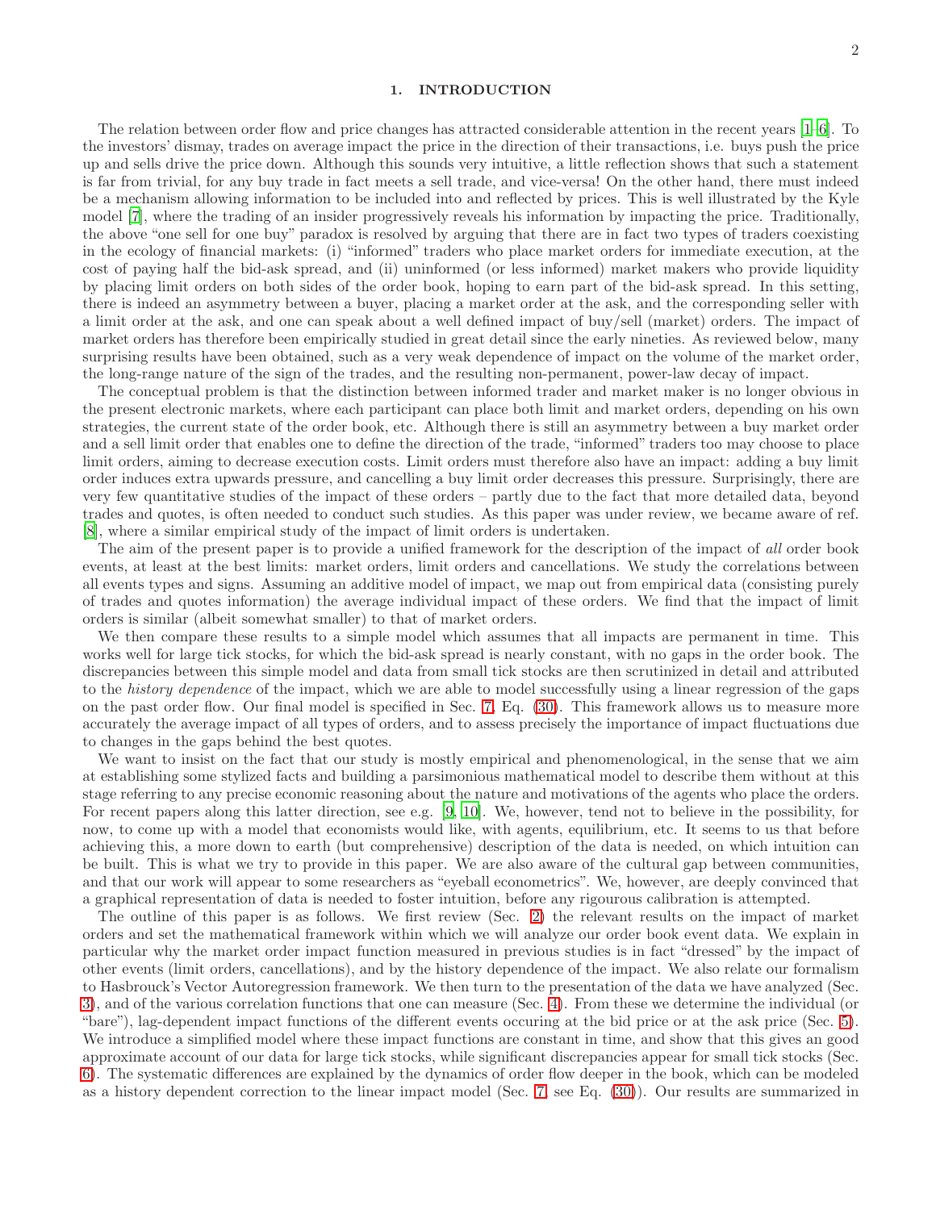## 1. INTRODUCTION

The relation between order flow and price changes has attracted considerable attention in the recent years [1–6]. To the investors' dismay, trades on average impact the price in the direction of their transactions, i.e. buys push the price up and sells drive the price down. Although this sounds very intuitive, a little reflection shows that such a statement is far from trivial, for any buy trade in fact meets a sell trade, and vice-versa! On the other hand, there must indeed be a mechanism allowing information to be included into and reflected by prices. This is well illustrated by the Kyle model [7], where the trading of an insider progressively reveals his information by impacting the price. Traditionally, the above "one sell for one buy" paradox is resolved by arguing that there are in fact two types of traders coexisting in the ecology of financial markets: (i) "informed" traders who place market orders for immediate execution, at the cost of paying half the bid-ask spread, and (ii) uninformed (or less informed) market makers who provide liquidity by placing limit orders on both sides of the order book, hoping to earn part of the bid-ask spread. In this setting, there is indeed an asymmetry between a buyer, placing a market order at the ask, and the corresponding seller with a limit order at the ask, and one can speak about a well defined impact of buy/sell (market) orders. The impact of market orders has therefore been empirically studied in great detail since the early nineties. As reviewed below, many surprising results have been obtained, such as a very weak dependence of impact on the volume of the market order, the long-range nature of the sign of the trades, and the resulting non-permanent, power-law decay of impact.

The conceptual problem is that the distinction between informed trader and market maker is no longer obvious in the present electronic markets, where each participant can place both limit and market orders, depending on his own strategies, the current state of the order book, etc. Although there is still an asymmetry between a buy market order and a sell limit order that enables one to define the direction of the trade, "informed" traders too may choose to place limit orders, aiming to decrease execution costs. Limit orders must therefore also have an impact: adding a buy limit order induces extra upwards pressure, and cancelling a buy limit order decreases this pressure. Surprisingly, there are very few quantitative studies of the impact of these orders – partly due to the fact that more detailed data, beyond trades and quotes, is often needed to conduct such studies. As this paper was under review, we became aware of ref. [8], where a similar empirical study of the impact of limit orders is undertaken.

The aim of the present paper is to provide a unified framework for the description of the impact of *all* order book events, at least at the best limits: market orders, limit orders and cancellations. We study the correlations between all events types and signs. Assuming an additive model of impact, we map out from empirical data (consisting purely of trades and quotes information) the average individual impact of these orders. We find that the impact of limit orders is similar (albeit somewhat smaller) to that of market orders.

We then compare these results to a simple model which assumes that all impacts are permanent in time. This works well for large tick stocks, for which the bid-ask spread is nearly constant, with no gaps in the order book. The discrepancies between this simple model and data from small tick stocks are then scrutinized in detail and attributed to the *history dependence* of the impact, which we are able to model successfully using a linear regression of the gaps on the past order flow. Our final model is specified in Sec. 7, Eq. (30). This framework allows us to measure more accurately the average impact of all types of orders, and to assess precisely the importance of impact fluctuations due to changes in the gaps behind the best quotes.

We want to insist on the fact that our study is mostly empirical and phenomenological, in the sense that we aim at establishing some stylized facts and building a parsimonious mathematical model to describe them without at this stage referring to any precise economic reasoning about the nature and motivations of the agents who place the orders. For recent papers along this latter direction, see e.g. [9, 10]. We, however, tend not to believe in the possibility, for now, to come up with a model that economists would like, with agents, equilibrium, etc. It seems to us that before achieving this, a more down to earth (but comprehensive) description of the data is needed, on which intuition can be built. This is what we try to provide in this paper. We are also aware of the cultural gap between communities, and that our work will appear to some researchers as "eyeball econometrics". We, however, are deeply convinced that a graphical representation of data is needed to foster intuition, before any rigourous calibration is attempted.

The outline of this paper is as follows. We first review (Sec. 2) the relevant results on the impact of market orders and set the mathematical framework within which we will analyze our order book event data. We explain in particular why the market order impact function measured in previous studies is in fact "dressed" by the impact of other events (limit orders, cancellations), and by the history dependence of the impact. We also relate our formalism to Hasbrouck's Vector Autoregression framework. We then turn to the presentation of the data we have analyzed (Sec. 3), and of the various correlation functions that one can measure (Sec. 4). From these we determine the individual (or "bare"), lag-dependent impact functions of the different events occuring at the bid price or at the ask price (Sec. 5). We introduce a simplified model where these impact functions are constant in time, and show that this gives an good approximate account of our data for large tick stocks, while significant discrepancies appear for small tick stocks (Sec. 6). The systematic differences are explained by the dynamics of order flow deeper in the book, which can be modeled as a history dependent correction to the linear impact model (Sec. 7, see Eq. (30)). Our results are summarized in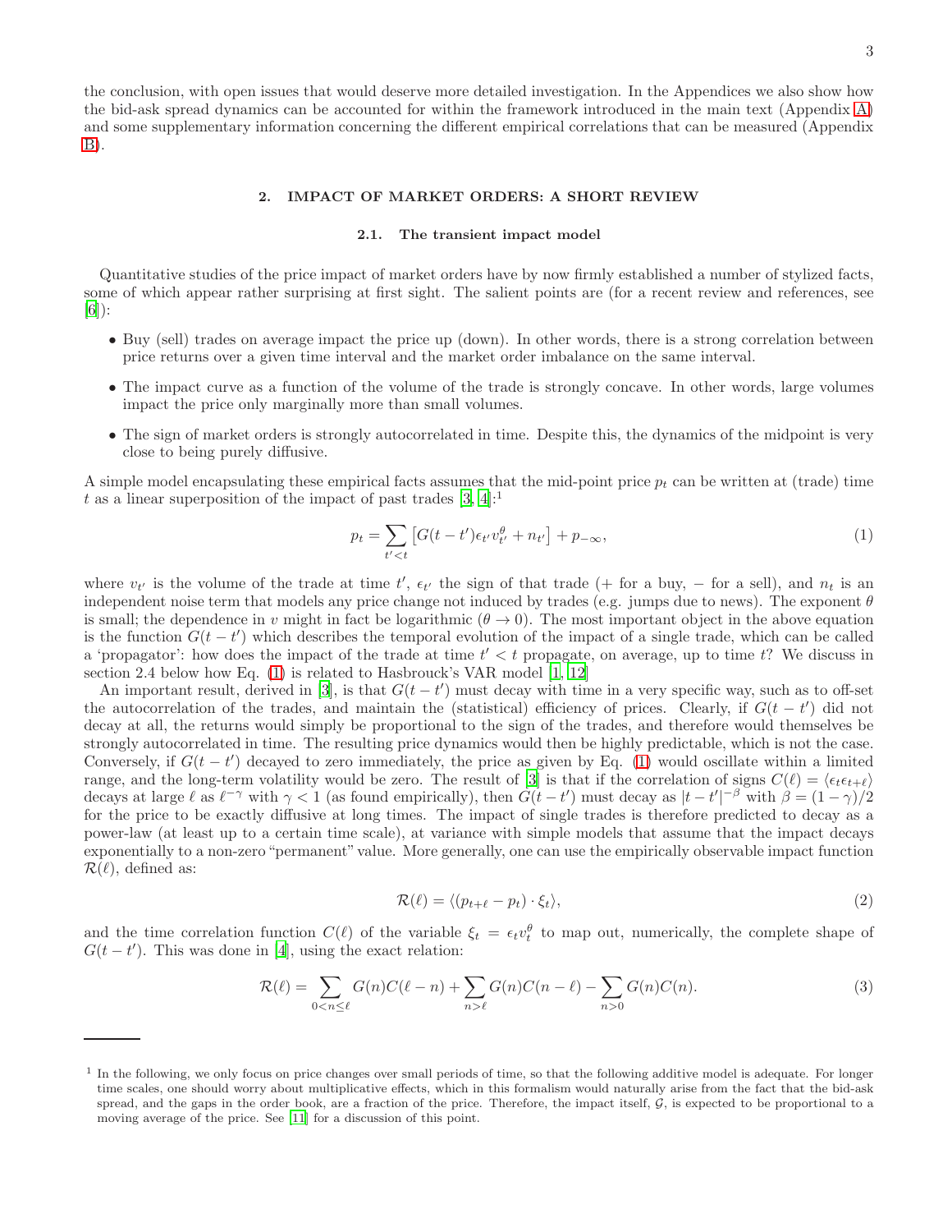the conclusion, with open issues that would deserve more detailed investigation. In the Appendices we also show how the bid-ask spread dynamics can be accounted for within the framework introduced in the main text (Appendix A) and some supplementary information concerning the different empirical correlations that can be measured (Appendix B).

## 2. IMPACT OF MARKET ORDERS: A SHORT REVIEW

### 2.1. The transient impact model

Quantitative studies of the price impact of market orders have by now firmly established a number of stylized facts, some of which appear rather surprising at first sight. The salient points are (for a recent review and references, see [6]):

- Buy (sell) trades on average impact the price up (down). In other words, there is a strong correlation between price returns over a given time interval and the market order imbalance on the same interval.
- The impact curve as a function of the volume of the trade is strongly concave. In other words, large volumes impact the price only marginally more than small volumes.
- The sign of market orders is strongly autocorrelated in time. Despite this, the dynamics of the midpoint is very close to being purely diffusive.

A simple model encapsulating these empirical facts assumes that the mid-point price $p_t$ can be written at (trade) time $t$ as a linear superposition of the impact of past trades [3, 4]:[1]

$$p_t = \sum_{t'<t} \left[ G(t-t')\epsilon_{t'} v_{t'}^{\theta} + n_{t'} \right] + p_{-\infty}, \tag{1}$$

where $v_{t'}$ is the volume of the trade at time $t'$, $\epsilon_{t'}$ the sign of that trade (+ for a buy, − for a sell), and $n_t$ is an independent noise term that models any price change not induced by trades (e.g. jumps due to news). The exponent $\theta$ is small; the dependence in $v$ might in fact be logarithmic ($\theta \to 0$). The most important object in the above equation is the function $G(t-t')$ which describes the temporal evolution of the impact of a single trade, which can be called a 'propagator': how does the impact of the trade at time $t' < t$ propagate, on average, up to time $t$? We discuss in section 2.4 below how Eq. (1) is related to Hasbrouck's VAR model [1, 12]

An important result, derived in [3], is that $G(t-t')$ must decay with time in a very specific way, such as to off-set the autocorrelation of the trades, and maintain the (statistical) efficiency of prices. Clearly, if $G(t-t')$ did not decay at all, the returns would simply be proportional to the sign of the trades, and therefore would themselves be strongly autocorrelated in time. The resulting price dynamics would then be highly predictable, which is not the case. Conversely, if $G(t-t')$ decayed to zero immediately, the price as given by Eq. (1) would oscillate within a limited range, and the long-term volatility would be zero. The result of [3] is that if the correlation of signs $C(\ell) = \langle \epsilon_t \epsilon_{t+\ell} \rangle$ decays at large $\ell$ as $\ell^{-\gamma}$ with $\gamma < 1$ (as found empirically), then $G(t-t')$ must decay as $|t-t'|^{-\beta}$ with $\beta = (1-\gamma)/2$ for the price to be exactly diffusive at long times. The impact of single trades is therefore predicted to decay as a power-law (at least up to a certain time scale), at variance with simple models that assume that the impact decays exponentially to a non-zero "permanent" value. More generally, one can use the empirically observable impact function $\mathcal{R}(\ell)$, defined as:

$$\mathcal{R}(\ell) = \langle (p_{t+\ell} - p_t) \cdot \xi_t \rangle, \tag{2}$$

and the time correlation function $C(\ell)$ of the variable $\xi_t = \epsilon_t v_t^{\theta}$ to map out, numerically, the complete shape of $G(t-t')$. This was done in [4], using the exact relation:

$$\mathcal{R}(\ell) = \sum_{0<n\leq \ell} G(n)C(\ell - n) + \sum_{n>\ell} G(n)C(n-\ell) - \sum_{n>0} G(n)C(n). \tag{3}$$

---

[1] In the following, we only focus on price changes over small periods of time, so that the following additive model is adequate. For longer time scales, one should worry about multiplicative effects, which in this formalism would naturally arise from the fact that the bid-ask spread, and the gaps in the order book, are a fraction of the price. Therefore, the impact itself, $\mathcal{G}$, is expected to be proportional to a moving average of the price. See [11] for a discussion of this point.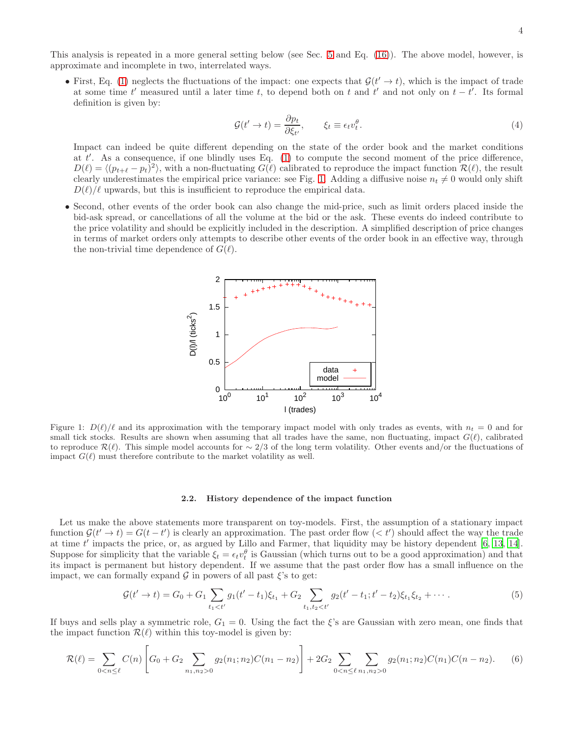This analysis is repeated in a more general setting below (see Sec. 5 and Eq. (16)). The above model, however, is approximate and incomplete in two, interrelated ways.

- First, Eq. (1) neglects the fluctuations of the impact: one expects that $\mathcal{G}(t' \to t)$, which is the impact of trade at some time $t'$ measured until a later time $t$, to depend both on $t$ and $t'$ and not only on $t - t'$. Its formal definition is given by:

$$\mathcal{G}(t' \to t) = \frac{\partial p_t}{\partial \xi_{t'}}, \qquad \xi_t \equiv \epsilon_t v_t^{\theta}. \tag{4}$$

  Impact can indeed be quite different depending on the state of the order book and the market conditions at $t'$. As a consequence, if one blindly uses Eq. (1) to compute the second moment of the price difference, $D(\ell) = \langle (p_{t+\ell} - p_t)^2 \rangle$, with a non-fluctuating $G(\ell)$ calibrated to reproduce the impact function $\mathcal{R}(\ell)$, the result clearly underestimates the empirical price variance: see Fig. 1. Adding a diffusive noise $n_t \neq 0$ would only shift $D(\ell)/\ell$ upwards, but this is insufficient to reproduce the empirical data.

- Second, other events of the order book can also change the mid-price, such as limit orders placed inside the bid-ask spread, or cancellations of all the volume at the bid or the ask. These events do indeed contribute to the price volatility and should be explicitly included in the description. A simplified description of price changes in terms of market orders only attempts to describe other events of the order book in an effective way, through the non-trivial time dependence of $G(\ell)$.

Figure 1: $D(\ell)/\ell$ and its approximation with the temporary impact model with only trades as events, with $n_t = 0$ and for small tick stocks. Results are shown when assuming that all trades have the same, non fluctuating, impact $G(\ell)$, calibrated to reproduce $\mathcal{R}(\ell)$. This simple model accounts for $\sim 2/3$ of the long term volatility. Other events and/or the fluctuations of impact $G(\ell)$ must therefore contribute to the market volatility as well.

### 2.2. History dependence of the impact function

Let us make the above statements more transparent on toy-models. First, the assumption of a stationary impact function $\mathcal{G}(t' \to t) = G(t - t')$ is clearly an approximation. The past order flow ($< t'$) should affect the way the trade at time $t'$ impacts the price, or, as argued by Lillo and Farmer, that liquidity may be history dependent [6, 13, 14]. Suppose for simplicity that the variable $\xi_t = \epsilon_t v_t^{\theta}$ is Gaussian (which turns out to be a good approximation) and that its impact is permanent but history dependent. If we assume that the past order flow has a small influence on the impact, we can formally expand $\mathcal{G}$ in powers of all past $\xi$'s to get:

$$\mathcal{G}(t' \to t) = G_0 + G_1 \sum_{t_1 < t'} g_1(t' - t_1)\xi_{t_1} + G_2 \sum_{t_1, t_2 < t'} g_2(t' - t_1; t' - t_2)\xi_{t_1}\xi_{t_2} + \cdots . \tag{5}$$

If buys and sells play a symmetric role, $G_1 = 0$. Using the fact the $\xi$'s are Gaussian with zero mean, one finds that the impact function $\mathcal{R}(\ell)$ within this toy-model is given by:

$$\mathcal{R}(\ell) = \sum_{0 < n \leq \ell} C(n) \left[ G_0 + G_2 \sum_{n_1, n_2 > 0} g_2(n_1; n_2) C(n_1 - n_2) \right] + 2G_2 \sum_{0 < n \leq \ell} \sum_{n_1, n_2 > 0} g_2(n_1; n_2) C(n_1) C(n - n_2). \tag{6}$$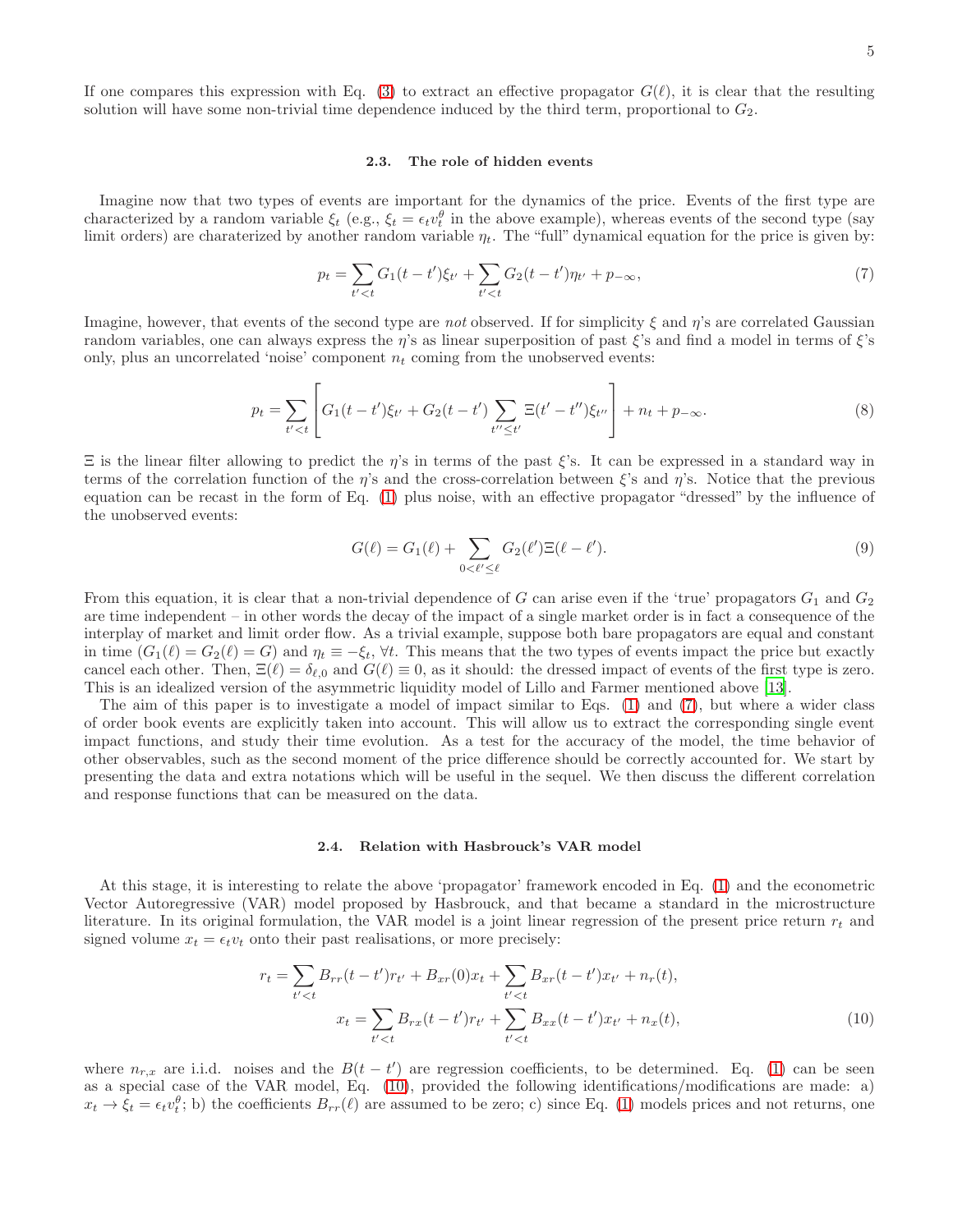If one compares this expression with Eq. (3) to extract an effective propagator $G(\ell)$, it is clear that the resulting solution will have some non-trivial time dependence induced by the third term, proportional to $G_2$.

### 2.3. The role of hidden events

Imagine now that two types of events are important for the dynamics of the price. Events of the first type are characterized by a random variable $\xi_t$ (e.g., $\xi_t = \epsilon_t v_t^\theta$ in the above example), whereas events of the second type (say limit orders) are charaterized by another random variable $\eta_t$. The "full" dynamical equation for the price is given by:

$$p_t = \sum_{t'<t} G_1(t-t')\xi_{t'} + \sum_{t'<t} G_2(t-t')\eta_{t'} + p_{-\infty}, \tag{7}$$

Imagine, however, that events of the second type are *not* observed. If for simplicity $\xi$ and $\eta$'s are correlated Gaussian random variables, one can always express the $\eta$'s as linear superposition of past $\xi$'s and find a model in terms of $\xi$'s only, plus an uncorrelated 'noise' component $n_t$ coming from the unobserved events:

$$p_t = \sum_{t'<t} \left[ G_1(t-t')\xi_{t'} + G_2(t-t') \sum_{t''\leq t'} \Xi(t'-t'')\xi_{t''} \right] + n_t + p_{-\infty}. \tag{8}$$

$\Xi$ is the linear filter allowing to predict the $\eta$'s in terms of the past $\xi$'s. It can be expressed in a standard way in terms of the correlation function of the $\eta$'s and the cross-correlation between $\xi$'s and $\eta$'s. Notice that the previous equation can be recast in the form of Eq. (1) plus noise, with an effective propagator "dressed" by the influence of the unobserved events:

$$G(\ell) = G_1(\ell) + \sum_{0<\ell'\leq \ell} G_2(\ell')\Xi(\ell-\ell'). \tag{9}$$

From this equation, it is clear that a non-trivial dependence of $G$ can arise even if the 'true' propagators $G_1$ and $G_2$ are time independent – in other words the decay of the impact of a single market order is in fact a consequence of the interplay of market and limit order flow. As a trivial example, suppose both bare propagators are equal and constant in time ($G_1(\ell) = G_2(\ell) = G$) and $\eta_t \equiv -\xi_t$, $\forall t$. This means that the two types of events impact the price but exactly cancel each other. Then, $\Xi(\ell) = \delta_{\ell,0}$ and $G(\ell) \equiv 0$, as it should: the dressed impact of events of the first type is zero. This is an idealized version of the asymmetric liquidity model of Lillo and Farmer mentioned above [13].

The aim of this paper is to investigate a model of impact similar to Eqs. (1) and (7), but where a wider class of order book events are explicitly taken into account. This will allow us to extract the corresponding single event impact functions, and study their time evolution. As a test for the accuracy of the model, the time behavior of other observables, such as the second moment of the price difference should be correctly accounted for. We start by presenting the data and extra notations which will be useful in the sequel. We then discuss the different correlation and response functions that can be measured on the data.

### 2.4. Relation with Hasbrouck's VAR model

At this stage, it is interesting to relate the above 'propagator' framework encoded in Eq. (1) and the econometric Vector Autoregressive (VAR) model proposed by Hasbrouck, and that became a standard in the microstructure literature. In its original formulation, the VAR model is a joint linear regression of the present price return $r_t$ and signed volume $x_t = \epsilon_t v_t$ onto their past realisations, or more precisely:

$$\begin{aligned} r_t &= \sum_{t'<t} B_{rr}(t-t')r_{t'} + B_{xr}(0)x_t + \sum_{t'<t} B_{xr}(t-t')x_{t'} + n_r(t), \\ x_t &= \sum_{t'<t} B_{rx}(t-t')r_{t'} + \sum_{t'<t} B_{xx}(t-t')x_{t'} + n_x(t), \end{aligned} \tag{10}$$

where $n_{r,x}$ are i.i.d. noises and the $B(t-t')$ are regression coefficients, to be determined. Eq. (1) can be seen as a special case of the VAR model, Eq. (10), provided the following identifications/modifications are made: a) $x_t \to \xi_t = \epsilon_t v_t^\theta$; b) the coefficients $B_{rr}(\ell)$ are assumed to be zero; c) since Eq. (1) models prices and not returns, one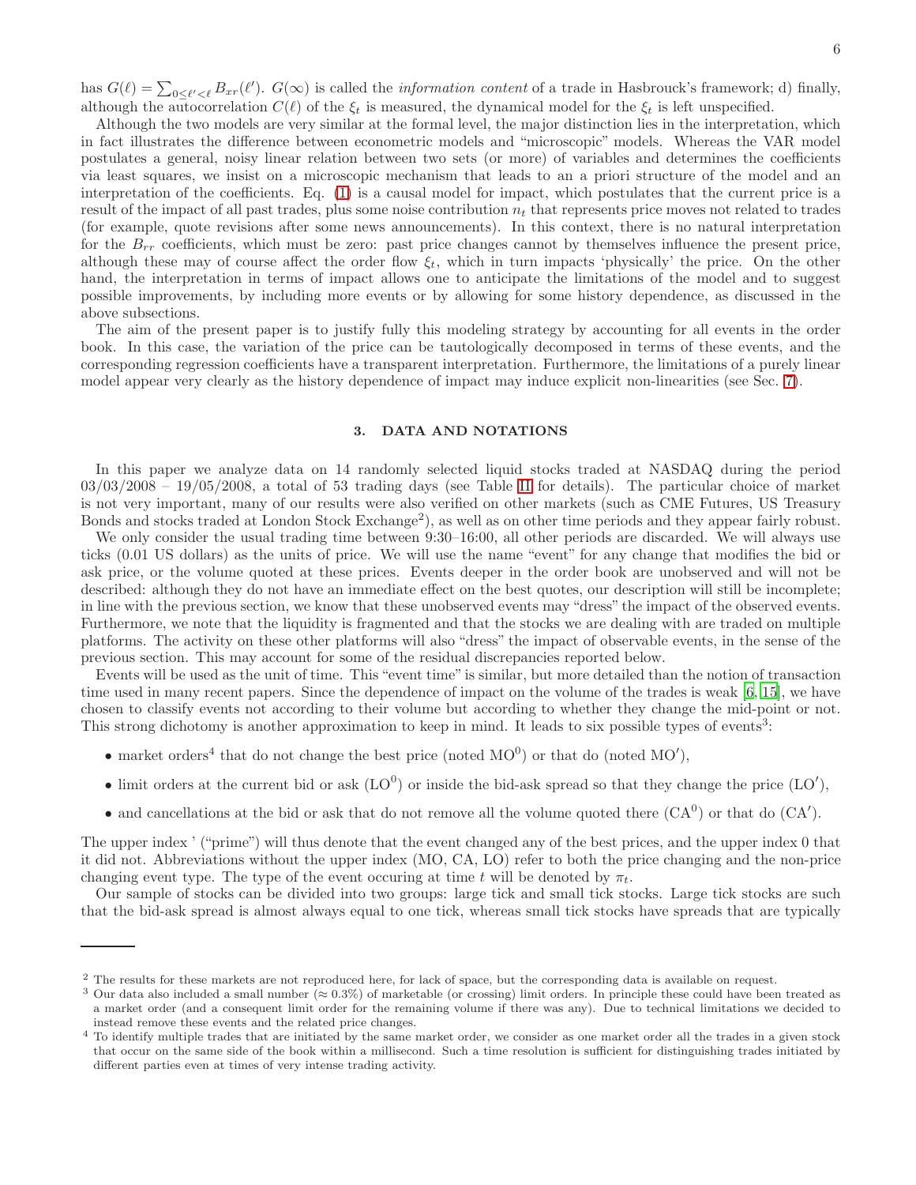has $G(\ell) = \sum_{0 \leq \ell' < \ell} B_{xr}(\ell')$. $G(\infty)$ is called the *information content* of a trade in Hasbrouck's framework; d) finally, although the autocorrelation $C(\ell)$ of the $\xi_t$ is measured, the dynamical model for the $\xi_t$ is left unspecified.

Although the two models are very similar at the formal level, the major distinction lies in the interpretation, which in fact illustrates the difference between econometric models and "microscopic" models. Whereas the VAR model postulates a general, noisy linear relation between two sets (or more) of variables and determines the coefficients via least squares, we insist on a microscopic mechanism that leads to an a priori structure of the model and an interpretation of the coefficients. Eq. (1) is a causal model for impact, which postulates that the current price is a result of the impact of all past trades, plus some noise contribution $n_t$ that represents price moves not related to trades (for example, quote revisions after some news announcements). In this context, there is no natural interpretation for the $B_{rr}$ coefficients, which must be zero: past price changes cannot by themselves influence the present price, although these may of course affect the order flow $\xi_t$, which in turn impacts 'physically' the price. On the other hand, the interpretation in terms of impact allows one to anticipate the limitations of the model and to suggest possible improvements, by including more events or by allowing for some history dependence, as discussed in the above subsections.

The aim of the present paper is to justify fully this modeling strategy by accounting for all events in the order book. In this case, the variation of the price can be tautologically decomposed in terms of these events, and the corresponding regression coefficients have a transparent interpretation. Furthermore, the limitations of a purely linear model appear very clearly as the history dependence of impact may induce explicit non-linearities (see Sec. 7).

## 3. DATA AND NOTATIONS

In this paper we analyze data on 14 randomly selected liquid stocks traded at NASDAQ during the period 03/03/2008 – 19/05/2008, a total of 53 trading days (see Table II for details). The particular choice of market is not very important, many of our results were also verified on other markets (such as CME Futures, US Treasury Bonds and stocks traded at London Stock Exchange[2]), as well as on other time periods and they appear fairly robust.

We only consider the usual trading time between 9:30–16:00, all other periods are discarded. We will always use ticks (0.01 US dollars) as the units of price. We will use the name "event" for any change that modifies the bid or ask price, or the volume quoted at these prices. Events deeper in the order book are unobserved and will not be described: although they do not have an immediate effect on the best quotes, our description will still be incomplete; in line with the previous section, we know that these unobserved events may "dress" the impact of the observed events. Furthermore, we note that the liquidity is fragmented and that the stocks we are dealing with are traded on multiple platforms. The activity on these other platforms will also "dress" the impact of observable events, in the sense of the previous section. This may account for some of the residual discrepancies reported below.

Events will be used as the unit of time. This "event time" is similar, but more detailed than the notion of transaction time used in many recent papers. Since the dependence of impact on the volume of the trades is weak [6, 15], we have chosen to classify events not according to their volume but according to whether they change the mid-point or not. This strong dichotomy is another approximation to keep in mind. It leads to six possible types of events[3]:

- market orders[4] that do not change the best price (noted $\mathrm{MO}^0$) or that do (noted $\mathrm{MO}'$),
- limit orders at the current bid or ask ($\mathrm{LO}^0$) or inside the bid-ask spread so that they change the price ($\mathrm{LO}'$),
- and cancellations at the bid or ask that do not remove all the volume quoted there ($\mathrm{CA}^0$) or that do ($\mathrm{CA}'$).

The upper index ' ("prime") will thus denote that the event changed any of the best prices, and the upper index 0 that it did not. Abbreviations without the upper index (MO, CA, LO) refer to both the price changing and the non-price changing event type. The type of the event occuring at time $t$ will be denoted by $\pi_t$.

Our sample of stocks can be divided into two groups: large tick and small tick stocks. Large tick stocks are such that the bid-ask spread is almost always equal to one tick, whereas small tick stocks have spreads that are typically

---

[2] The results for these markets are not reproduced here, for lack of space, but the corresponding data is available on request.

[3] Our data also included a small number ($\approx 0.3\%$) of marketable (or crossing) limit orders. In principle these could have been treated as a market order (and a consequent limit order for the remaining volume if there was any). Due to technical limitations we decided to instead remove these events and the related price changes.

[4] To identify multiple trades that are initiated by the same market order, we consider as one market order all the trades in a given stock that occur on the same side of the book within a millisecond. Such a time resolution is sufficient for distinguishing trades initiated by different parties even at times of very intense trading activity.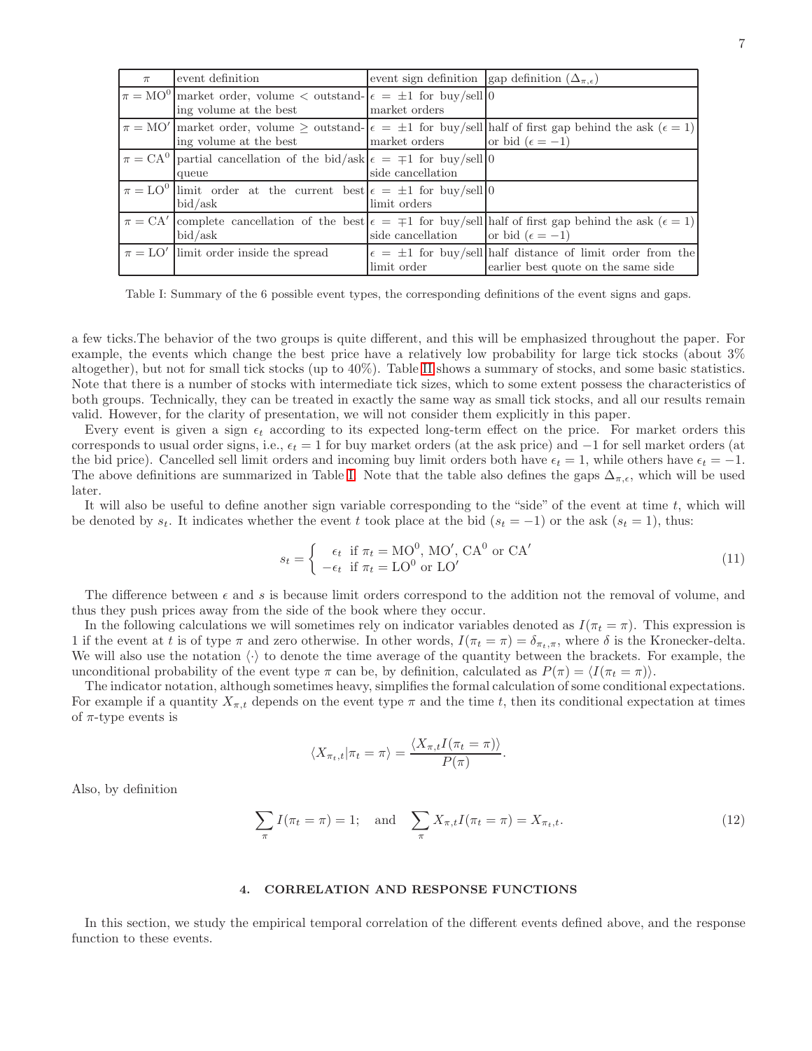| $\pi$ | event definition | event sign definition | gap definition ($\Delta_{\pi,\epsilon}$) |
|---|---|---|---|
| $\pi = \mathrm{MO}^0$ | market order, volume < outstanding volume at the best | $\epsilon = \pm 1$ for buy/sell market orders | 0 |
| $\pi = \mathrm{MO}'$ | market order, volume $\geq$ outstanding volume at the best | $\epsilon = \pm 1$ for buy/sell market orders | half of first gap behind the ask ($\epsilon = 1$) or bid ($\epsilon = -1$) |
| $\pi = \mathrm{CA}^0$ | partial cancellation of the bid/ask queue | $\epsilon = \mp 1$ for buy/sell side cancellation | 0 |
| $\pi = \mathrm{LO}^0$ | limit order at the current best bid/ask | $\epsilon = \pm 1$ for buy/sell limit orders | 0 |
| $\pi = \mathrm{CA}'$ | complete cancellation of the best bid/ask | $\epsilon = \mp 1$ for buy/sell side cancellation | half of first gap behind the ask ($\epsilon = 1$) or bid ($\epsilon = -1$) |
| $\pi = \mathrm{LO}'$ | limit order inside the spread | $\epsilon = \pm 1$ for buy/sell limit order | half distance of limit order from the earlier best quote on the same side |

Table I: Summary of the 6 possible event types, the corresponding definitions of the event signs and gaps.

a few ticks.The behavior of the two groups is quite different, and this will be emphasized throughout the paper. For example, the events which change the best price have a relatively low probability for large tick stocks (about 3% altogether), but not for small tick stocks (up to 40%). Table II shows a summary of stocks, and some basic statistics. Note that there is a number of stocks with intermediate tick sizes, which to some extent possess the characteristics of both groups. Technically, they can be treated in exactly the same way as small tick stocks, and all our results remain valid. However, for the clarity of presentation, we will not consider them explicitly in this paper.

Every event is given a sign $\epsilon_t$ according to its expected long-term effect on the price. For market orders this corresponds to usual order signs, i.e., $\epsilon_t = 1$ for buy market orders (at the ask price) and $-1$ for sell market orders (at the bid price). Cancelled sell limit orders and incoming buy limit orders both have $\epsilon_t = 1$, while others have $\epsilon_t = -1$. The above definitions are summarized in Table I. Note that the table also defines the gaps $\Delta_{\pi,\epsilon}$, which will be used later.

It will also be useful to define another sign variable corresponding to the "side" of the event at time $t$, which will be denoted by $s_t$. It indicates whether the event $t$ took place at the bid ($s_t = -1$) or the ask ($s_t = 1$), thus:

$$s_t = \begin{cases} \epsilon_t & \text{if } \pi_t = \mathrm{MO}^0,\ \mathrm{MO}',\ \mathrm{CA}^0 \text{ or } \mathrm{CA}' \\ -\epsilon_t & \text{if } \pi_t = \mathrm{LO}^0 \text{ or } \mathrm{LO}' \end{cases} \tag{11}$$

The difference between $\epsilon$ and $s$ is because limit orders correspond to the addition not the removal of volume, and thus they push prices away from the side of the book where they occur.

In the following calculations we will sometimes rely on indicator variables denoted as $I(\pi_t = \pi)$. This expression is 1 if the event at $t$ is of type $\pi$ and zero otherwise. In other words, $I(\pi_t = \pi) = \delta_{\pi_t,\pi}$, where $\delta$ is the Kronecker-delta. We will also use the notation $\langle\cdot\rangle$ to denote the time average of the quantity between the brackets. For example, the unconditional probability of the event type $\pi$ can be, by definition, calculated as $P(\pi) = \langle I(\pi_t = \pi)\rangle$.

The indicator notation, although sometimes heavy, simplifies the formal calculation of some conditional expectations. For example if a quantity $X_{\pi,t}$ depends on the event type $\pi$ and the time $t$, then its conditional expectation at times of $\pi$-type events is

$$\langle X_{\pi_t,t} | \pi_t = \pi\rangle = \frac{\langle X_{\pi,t} I(\pi_t = \pi)\rangle}{P(\pi)}.$$

Also, by definition

$$\sum_\pi I(\pi_t = \pi) = 1; \quad \text{and} \quad \sum_\pi X_{\pi,t} I(\pi_t = \pi) = X_{\pi_t,t}. \tag{12}$$

## 4. CORRELATION AND RESPONSE FUNCTIONS

In this section, we study the empirical temporal correlation of the different events defined above, and the response function to these events.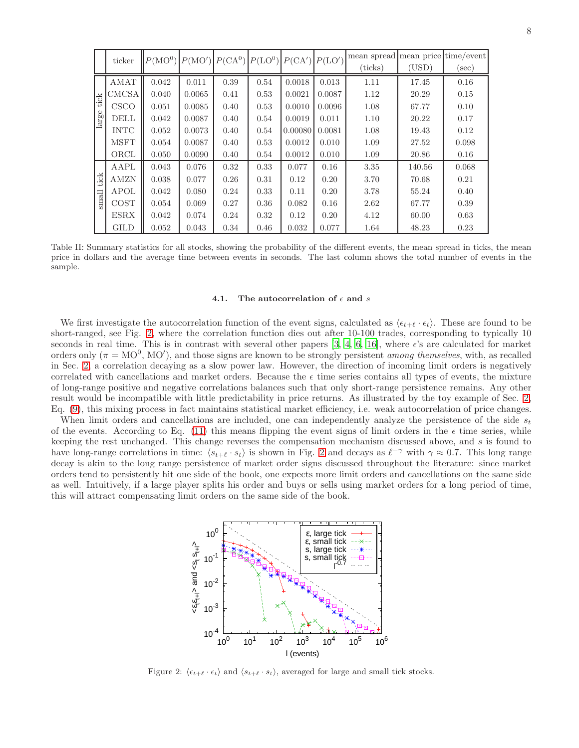| | ticker | $P(\mathrm{MO}^0)$ | $P(\mathrm{MO}')$ | $P(\mathrm{CA}^0)$ | $P(\mathrm{LO}^0)$ | $P(\mathrm{CA}')$ | $P(\mathrm{LO}')$ | mean spread (ticks) | mean price (USD) | time/event (sec) |
|---|---|---|---|---|---|---|---|---|---|---|
| large tick | AMAT | 0.042 | 0.011 | 0.39 | 0.54 | 0.0018 | 0.013 | 1.11 | 17.45 | 0.16 |
| | CMCSA | 0.040 | 0.0065 | 0.41 | 0.53 | 0.0021 | 0.0087 | 1.12 | 20.29 | 0.15 |
| | CSCO | 0.051 | 0.0085 | 0.40 | 0.53 | 0.0010 | 0.0096 | 1.08 | 67.77 | 0.10 |
| | DELL | 0.042 | 0.0087 | 0.40 | 0.54 | 0.0019 | 0.011 | 1.10 | 20.22 | 0.17 |
| | INTC | 0.052 | 0.0073 | 0.40 | 0.54 | 0.00080 | 0.0081 | 1.08 | 19.43 | 0.12 |
| | MSFT | 0.054 | 0.0087 | 0.40 | 0.53 | 0.0012 | 0.010 | 1.09 | 27.52 | 0.098 |
| | ORCL | 0.050 | 0.0090 | 0.40 | 0.54 | 0.0012 | 0.010 | 1.09 | 20.86 | 0.16 |
| small tick | AAPL | 0.043 | 0.076 | 0.32 | 0.33 | 0.077 | 0.16 | 3.35 | 140.56 | 0.068 |
| | AMZN | 0.038 | 0.077 | 0.26 | 0.31 | 0.12 | 0.20 | 3.70 | 70.68 | 0.21 |
| | APOL | 0.042 | 0.080 | 0.24 | 0.33 | 0.11 | 0.20 | 3.78 | 55.24 | 0.40 |
| | COST | 0.054 | 0.069 | 0.27 | 0.36 | 0.082 | 0.16 | 2.62 | 67.77 | 0.39 |
| | ESRX | 0.042 | 0.074 | 0.24 | 0.32 | 0.12 | 0.20 | 4.12 | 60.00 | 0.63 |
| | GILD | 0.052 | 0.043 | 0.34 | 0.46 | 0.032 | 0.077 | 1.64 | 48.23 | 0.23 |

Table II: Summary statistics for all stocks, showing the probability of the different events, the mean spread in ticks, the mean price in dollars and the average time between events in seconds. The last column shows the total number of events in the sample.

### 4.1. The autocorrelation of $\epsilon$ and $s$

We first investigate the autocorrelation function of the event signs, calculated as $\langle \epsilon_{t+\ell} \cdot \epsilon_t \rangle$. These are found to be short-ranged, see Fig. 2, where the correlation function dies out after 10-100 trades, corresponding to typically 10 seconds in real time. This is in contrast with several other papers [3, 4, 6, 16], where $\epsilon$'s are calculated for market orders only ($\pi = \mathrm{MO}^0, \mathrm{MO}'$), and those signs are known to be strongly persistent *among themselves*, with, as recalled in Sec. 2, a correlation decaying as a slow power law. However, the direction of incoming limit orders is negatively correlated with cancellations and market orders. Because the $\epsilon$ time series contains all types of events, the mixture of long-range positive and negative correlations balances such that only short-range persistence remains. Any other result would be incompatible with little predictability in price returns. As illustrated by the toy example of Sec. 2, Eq. (9), this mixing process in fact maintains statistical market efficiency, i.e. weak autocorrelation of price changes.

When limit orders and cancellations are included, one can independently analyze the persistence of the side $s_t$ of the events. According to Eq. (11) this means flipping the event signs of limit orders in the $\epsilon$ time series, while keeping the rest unchanged. This change reverses the compensation mechanism discussed above, and $s$ is found to have long-range correlations in time: $\langle s_{t+\ell} \cdot s_t \rangle$ is shown in Fig. 2 and decays as $\ell^{-\gamma}$ with $\gamma \approx 0.7$. This long range decay is akin to the long range persistence of market order signs discussed throughout the literature: since market orders tend to persistently hit one side of the book, one expects more limit orders and cancellations on the same side as well. Intuitively, if a large player splits his order and buys or sells using market orders for a long period of time, this will attract compensating limit orders on the same side of the book.

Figure 2: $\langle \epsilon_{t+\ell} \cdot \epsilon_t \rangle$ and $\langle s_{t+\ell} \cdot s_t \rangle$, averaged for large and small tick stocks.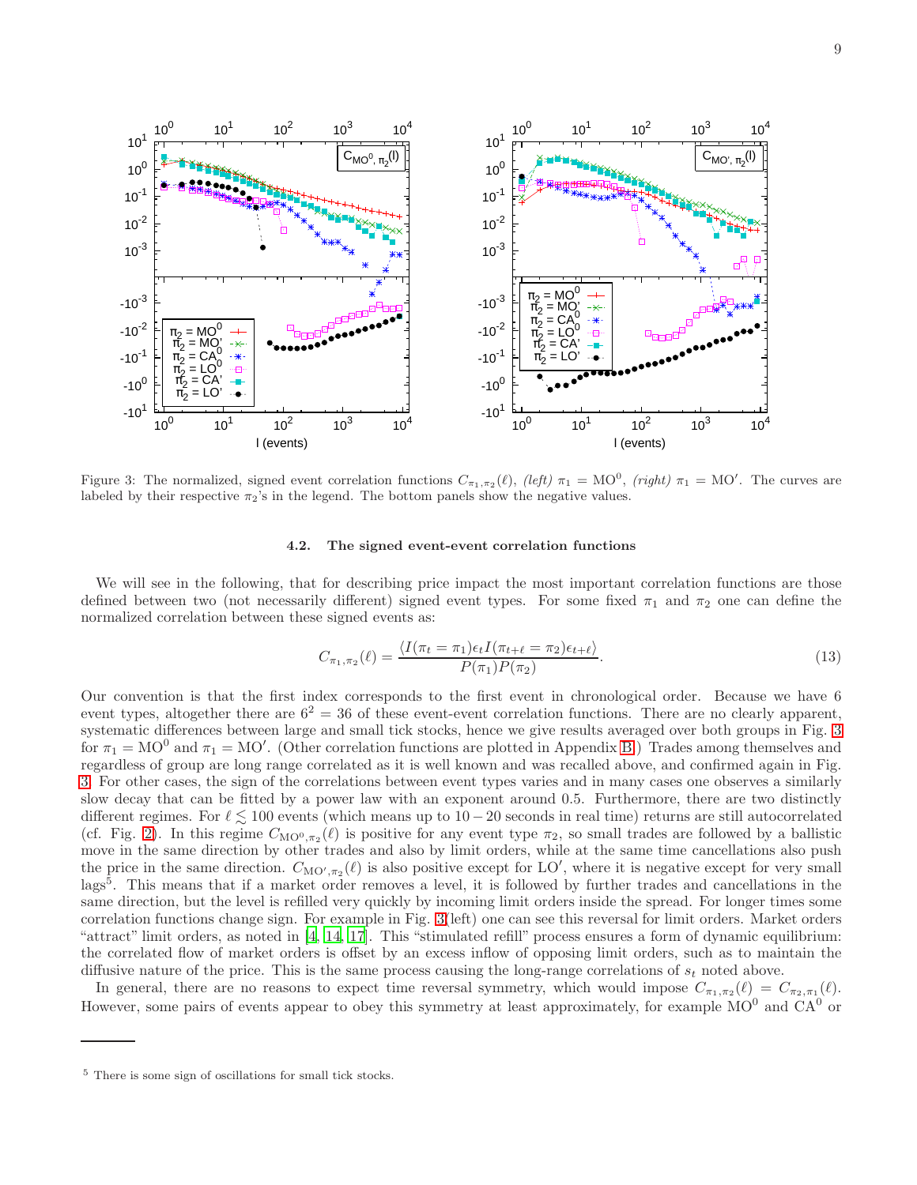Figure 3: The normalized, signed event correlation functions $C_{\pi_1,\pi_2}(\ell)$, *(left)* $\pi_1 = \mathrm{MO}^0$, *(right)* $\pi_1 = \mathrm{MO}'$. The curves are labeled by their respective $\pi_2$'s in the legend. The bottom panels show the negative values.

### 4.2. The signed event-event correlation functions

We will see in the following, that for describing price impact the most important correlation functions are those defined between two (not necessarily different) signed event types. For some fixed $\pi_1$ and $\pi_2$ one can define the normalized correlation between these signed events as:

$$C_{\pi_1,\pi_2}(\ell) = \frac{\langle I(\pi_t = \pi_1)\epsilon_t I(\pi_{t+\ell} = \pi_2)\epsilon_{t+\ell}\rangle}{P(\pi_1)P(\pi_2)}. \tag{13}$$

Our convention is that the first index corresponds to the first event in chronological order. Because we have 6 event types, altogether there are $6^2 = 36$ of these event-event correlation functions. There are no clearly apparent, systematic differences between large and small tick stocks, hence we give results averaged over both groups in Fig. 3 for $\pi_1 = \mathrm{MO}^0$ and $\pi_1 = \mathrm{MO}'$. (Other correlation functions are plotted in Appendix B.) Trades among themselves and regardless of group are long range correlated as it is well known and was recalled above, and confirmed again in Fig. 3. For other cases, the sign of the correlations between event types varies and in many cases one observes a similarly slow decay that can be fitted by a power law with an exponent around 0.5. Furthermore, there are two distinctly different regimes. For $\ell \lesssim 100$ events (which means up to $10-20$ seconds in real time) returns are still autocorrelated (cf. Fig. 2). In this regime $C_{\mathrm{MO}^0,\pi_2}(\ell)$ is positive for any event type $\pi_2$, so small trades are followed by a ballistic move in the same direction by other trades and also by limit orders, while at the same time cancellations also push the price in the same direction. $C_{\mathrm{MO}',\pi_2}(\ell)$ is also positive except for $\mathrm{LO}'$, where it is negative except for very small lags[5]. This means that if a market order removes a level, it is followed by further trades and cancellations in the same direction, but the level is refilled very quickly by incoming limit orders inside the spread. For longer times some correlation functions change sign. For example in Fig. 3(left) one can see this reversal for limit orders. Market orders "attract" limit orders, as noted in [4, 14, 17]. This "stimulated refill" process ensures a form of dynamic equilibrium: the correlated flow of market orders is offset by an excess inflow of opposing limit orders, such as to maintain the diffusive nature of the price. This is the same process causing the long-range correlations of $s_t$ noted above.

In general, there are no reasons to expect time reversal symmetry, which would impose $C_{\pi_1,\pi_2}(\ell) = C_{\pi_2,\pi_1}(\ell)$. However, some pairs of events appear to obey this symmetry at least approximately, for example $\mathrm{MO}^0$ and $\mathrm{CA}^0$ or

[5] There is some sign of oscillations for small tick stocks.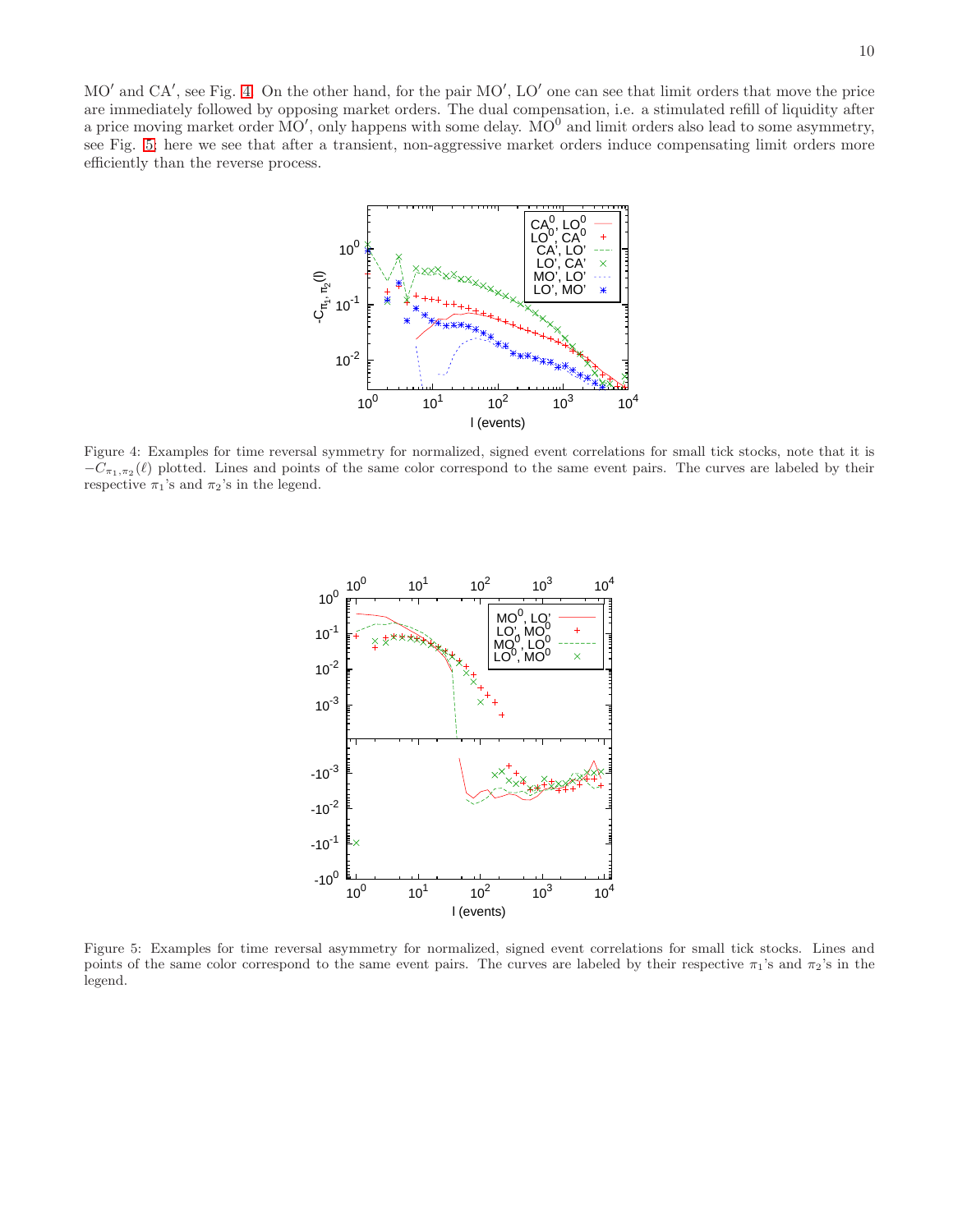MO′ and CA′, see Fig. 4. On the other hand, for the pair MO′, LO′ one can see that limit orders that move the price are immediately followed by opposing market orders. The dual compensation, i.e. a stimulated refill of liquidity after a price moving market order MO′, only happens with some delay. $\text{MO}^0$ and limit orders also lead to some asymmetry, see Fig. 5: here we see that after a transient, non-aggressive market orders induce compensating limit orders more efficiently than the reverse process.

Figure 4: Examples for time reversal symmetry for normalized, signed event correlations for small tick stocks, note that it is $-C_{\pi_1,\pi_2}(\ell)$ plotted. Lines and points of the same color correspond to the same event pairs. The curves are labeled by their respective $\pi_1$'s and $\pi_2$'s in the legend.

Figure 5: Examples for time reversal asymmetry for normalized, signed event correlations for small tick stocks. Lines and points of the same color correspond to the same event pairs. The curves are labeled by their respective $\pi_1$'s and $\pi_2$'s in the legend.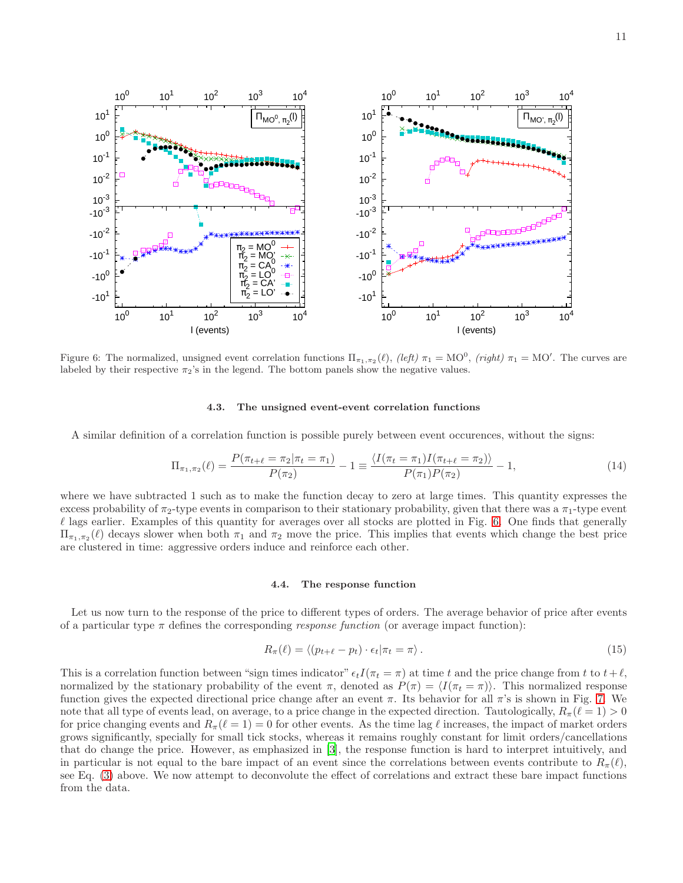Figure 6: The normalized, unsigned event correlation functions $\Pi_{\pi_1,\pi_2}(\ell)$, *(left)* $\pi_1 = \mathrm{MO}^0$, *(right)* $\pi_1 = \mathrm{MO}'$. The curves are labeled by their respective $\pi_2$'s in the legend. The bottom panels show the negative values.

#### 4.3. The unsigned event-event correlation functions

A similar definition of a correlation function is possible purely between event occurences, without the signs:

$$\Pi_{\pi_1,\pi_2}(\ell) = \frac{P(\pi_{t+\ell} = \pi_2 | \pi_t = \pi_1)}{P(\pi_2)} - 1 \equiv \frac{\langle I(\pi_t = \pi_1) I(\pi_{t+\ell} = \pi_2)\rangle}{P(\pi_1)P(\pi_2)} - 1, \tag{14}$$

where we have subtracted 1 such as to make the function decay to zero at large times. This quantity expresses the excess probability of $\pi_2$-type events in comparison to their stationary probability, given that there was a $\pi_1$-type event $\ell$ lags earlier. Examples of this quantity for averages over all stocks are plotted in Fig. 6. One finds that generally $\Pi_{\pi_1,\pi_2}(\ell)$ decays slower when both $\pi_1$ and $\pi_2$ move the price. This implies that events which change the best price are clustered in time: aggressive orders induce and reinforce each other.

#### 4.4. The response function

Let us now turn to the response of the price to different types of orders. The average behavior of price after events of a particular type $\pi$ defines the corresponding *response function* (or average impact function):

$$R_\pi(\ell) = \langle (p_{t+\ell} - p_t) \cdot \epsilon_t | \pi_t = \pi \rangle \, . \tag{15}$$

This is a correlation function between "sign times indicator" $\epsilon_t I(\pi_t = \pi)$ at time $t$ and the price change from $t$ to $t+\ell$, normalized by the stationary probability of the event $\pi$, denoted as $P(\pi) = \langle I(\pi_t = \pi)\rangle$. This normalized response function gives the expected directional price change after an event $\pi$. Its behavior for all $\pi$'s is shown in Fig. 7. We note that all type of events lead, on average, to a price change in the expected direction. Tautologically, $R_\pi(\ell = 1) > 0$ for price changing events and $R_\pi(\ell = 1) = 0$ for other events. As the time lag $\ell$ increases, the impact of market orders grows significantly, specially for small tick stocks, whereas it remains roughly constant for limit orders/cancellations that do change the price. However, as emphasized in [3], the response function is hard to interpret intuitively, and in particular is not equal to the bare impact of an event since the correlations between events contribute to $R_\pi(\ell)$, see Eq. (3) above. We now attempt to deconvolute the effect of correlations and extract these bare impact functions from the data.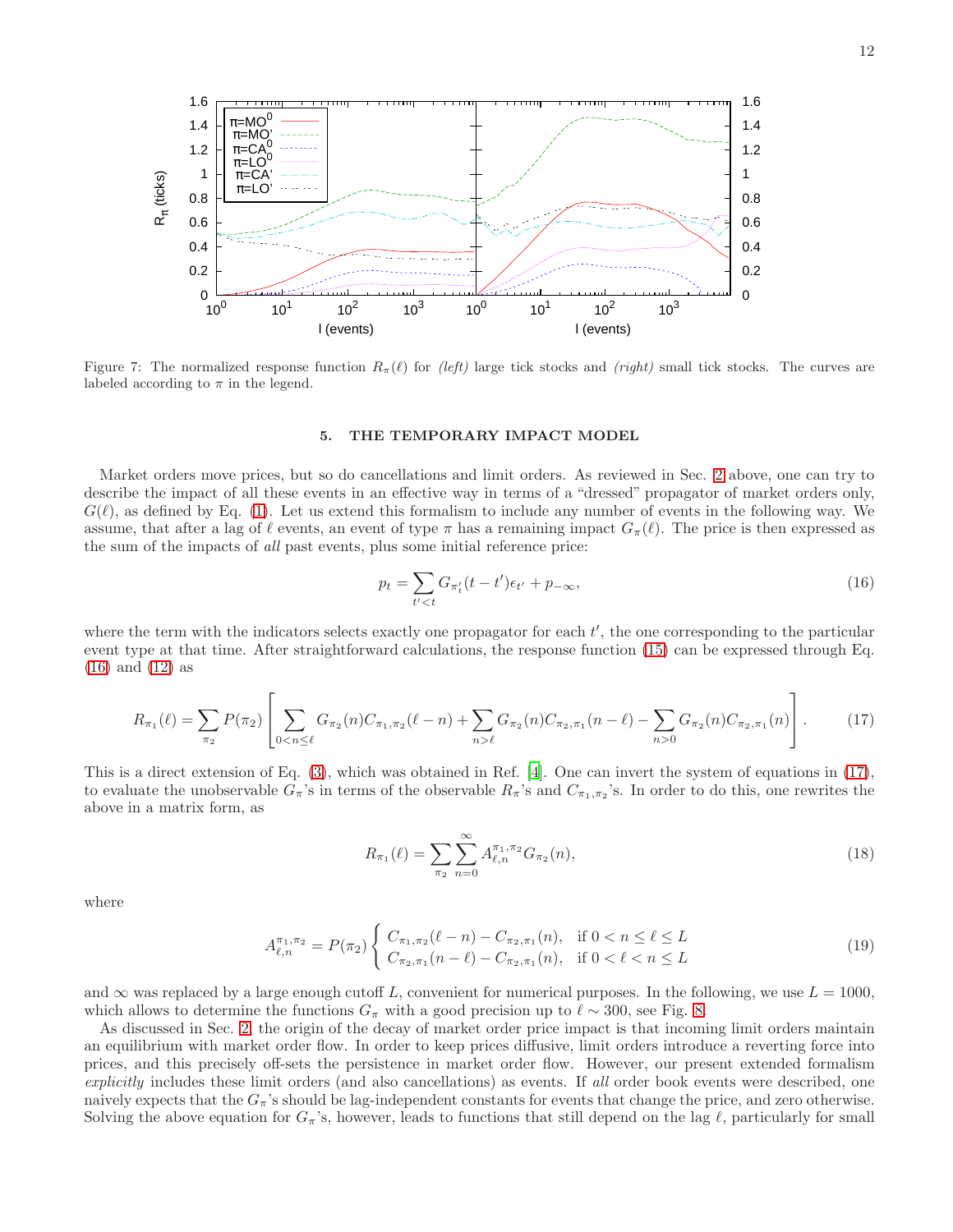Figure 7: The normalized response function $R_\pi(\ell)$ for *(left)* large tick stocks and *(right)* small tick stocks. The curves are labeled according to $\pi$ in the legend.

## 5. THE TEMPORARY IMPACT MODEL

Market orders move prices, but so do cancellations and limit orders. As reviewed in Sec. 2 above, one can try to describe the impact of all these events in an effective way in terms of a "dressed" propagator of market orders only, $G(\ell)$, as defined by Eq. (1). Let us extend this formalism to include any number of events in the following way. We assume, that after a lag of $\ell$ events, an event of type $\pi$ has a remaining impact $G_\pi(\ell)$. The price is then expressed as the sum of the impacts of *all* past events, plus some initial reference price:

$$p_t = \sum_{t'<t} G_{\pi'_t}(t-t')\epsilon_{t'} + p_{-\infty}, \tag{16}$$

where the term with the indicators selects exactly one propagator for each $t'$, the one corresponding to the particular event type at that time. After straightforward calculations, the response function (15) can be expressed through Eq. (16) and (12) as

$$R_{\pi_1}(\ell) = \sum_{\pi_2} P(\pi_2)\left[\sum_{0<n\le\ell} G_{\pi_2}(n)C_{\pi_1,\pi_2}(\ell-n) + \sum_{n>\ell} G_{\pi_2}(n)C_{\pi_2,\pi_1}(n-\ell) - \sum_{n>0} G_{\pi_2}(n)C_{\pi_2,\pi_1}(n)\right]. \tag{17}$$

This is a direct extension of Eq. (3), which was obtained in Ref. [4]. One can invert the system of equations in (17), to evaluate the unobservable $G_\pi$'s in terms of the observable $R_\pi$'s and $C_{\pi_1,\pi_2}$'s. In order to do this, one rewrites the above in a matrix form, as

$$R_{\pi_1}(\ell) = \sum_{\pi_2}\sum_{n=0}^{\infty} A_{\ell,n}^{\pi_1,\pi_2} G_{\pi_2}(n), \tag{18}$$

where

$$A_{\ell,n}^{\pi_1,\pi_2} = P(\pi_2)\begin{cases} C_{\pi_1,\pi_2}(\ell-n) - C_{\pi_2,\pi_1}(n), & \text{if } 0<n\le\ell\le L \\ C_{\pi_2,\pi_1}(n-\ell) - C_{\pi_2,\pi_1}(n), & \text{if } 0<\ell<n\le L \end{cases} \tag{19}$$

and $\infty$ was replaced by a large enough cutoff $L$, convenient for numerical purposes. In the following, we use $L = 1000$, which allows to determine the functions $G_\pi$ with a good precision up to $\ell \sim 300$, see Fig. 8.

As discussed in Sec. 2, the origin of the decay of market order price impact is that incoming limit orders maintain an equilibrium with market order flow. In order to keep prices diffusive, limit orders introduce a reverting force into prices, and this precisely off-sets the persistence in market order flow. However, our present extended formalism *explicitly* includes these limit orders (and also cancellations) as events. If *all* order book events were described, one naively expects that the $G_\pi$'s should be lag-independent constants for events that change the price, and zero otherwise. Solving the above equation for $G_\pi$'s, however, leads to functions that still depend on the lag $\ell$, particularly for small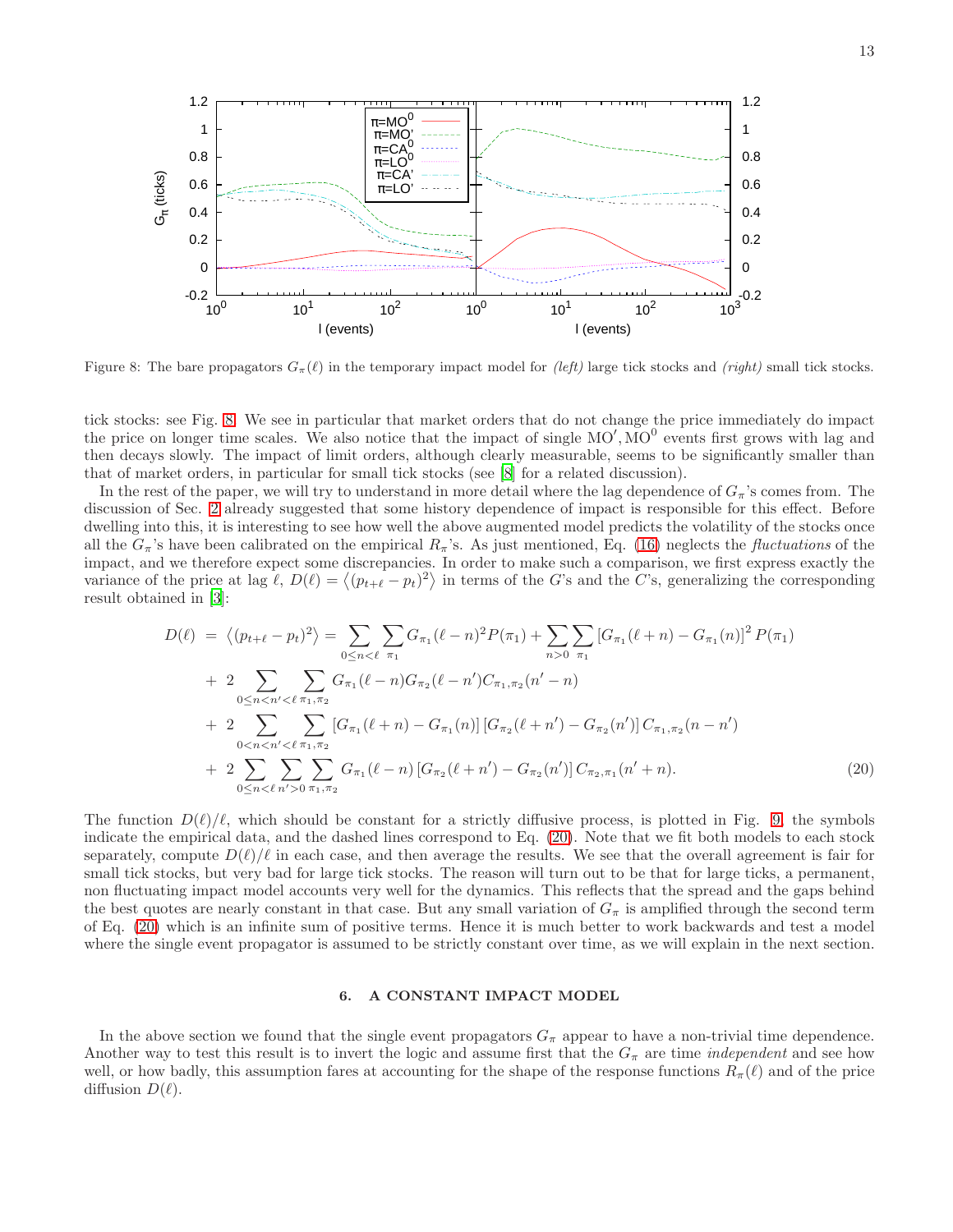Figure 8: The bare propagators $G_\pi(\ell)$ in the temporary impact model for *(left)* large tick stocks and *(right)* small tick stocks.

tick stocks: see Fig. 8. We see in particular that market orders that do not change the price immediately do impact the price on longer time scales. We also notice that the impact of single $\mathrm{MO}', \mathrm{MO}^0$ events first grows with lag and then decays slowly. The impact of limit orders, although clearly measurable, seems to be significantly smaller than that of market orders, in particular for small tick stocks (see [8] for a related discussion).

In the rest of the paper, we will try to understand in more detail where the lag dependence of $G_\pi$'s comes from. The discussion of Sec. 2 already suggested that some history dependence of impact is responsible for this effect. Before dwelling into this, it is interesting to see how well the above augmented model predicts the volatility of the stocks once all the $G_\pi$'s have been calibrated on the empirical $R_\pi$'s. As just mentioned, Eq. (16) neglects the *fluctuations* of the impact, and we therefore expect some discrepancies. In order to make such a comparison, we first express exactly the variance of the price at lag $\ell$, $D(\ell) = \langle (p_{t+\ell} - p_t)^2 \rangle$ in terms of the $G$'s and the $C$'s, generalizing the corresponding result obtained in [3]:

$$
\begin{aligned}
D(\ell) \; &= \; \langle (p_{t+\ell} - p_t)^2 \rangle = \sum_{0 \le n < \ell} \sum_{\pi_1} G_{\pi_1}(\ell - n)^2 P(\pi_1) + \sum_{n>0} \sum_{\pi_1} \left[ G_{\pi_1}(\ell + n) - G_{\pi_1}(n) \right]^2 P(\pi_1) \\
&+ \; 2 \sum_{0 \le n < n' < \ell} \sum_{\pi_1, \pi_2} G_{\pi_1}(\ell - n) G_{\pi_2}(\ell - n') C_{\pi_1, \pi_2}(n' - n) \\
&+ \; 2 \sum_{0 < n < n' < \ell} \sum_{\pi_1, \pi_2} \left[ G_{\pi_1}(\ell + n) - G_{\pi_1}(n) \right] \left[ G_{\pi_2}(\ell + n') - G_{\pi_2}(n') \right] C_{\pi_1, \pi_2}(n - n') \\
&+ \; 2 \sum_{0 \le n < \ell} \sum_{n' > 0} \sum_{\pi_1, \pi_2} G_{\pi_1}(\ell - n) \left[ G_{\pi_2}(\ell + n') - G_{\pi_2}(n') \right] C_{\pi_2, \pi_1}(n' + n).
\end{aligned}
\tag{20}
$$

The function $D(\ell)/\ell$, which should be constant for a strictly diffusive process, is plotted in Fig. 9, the symbols indicate the empirical data, and the dashed lines correspond to Eq. (20). Note that we fit both models to each stock separately, compute $D(\ell)/\ell$ in each case, and then average the results. We see that the overall agreement is fair for small tick stocks, but very bad for large tick stocks. The reason will turn out to be that for large ticks, a permanent, non fluctuating impact model accounts very well for the dynamics. This reflects that the spread and the gaps behind the best quotes are nearly constant in that case. But any small variation of $G_\pi$ is amplified through the second term of Eq. (20) which is an infinite sum of positive terms. Hence it is much better to work backwards and test a model where the single event propagator is assumed to be strictly constant over time, as we will explain in the next section.

## 6. A CONSTANT IMPACT MODEL

In the above section we found that the single event propagators $G_\pi$ appear to have a non-trivial time dependence. Another way to test this result is to invert the logic and assume first that the $G_\pi$ are time *independent* and see how well, or how badly, this assumption fares at accounting for the shape of the response functions $R_\pi(\ell)$ and of the price diffusion $D(\ell)$.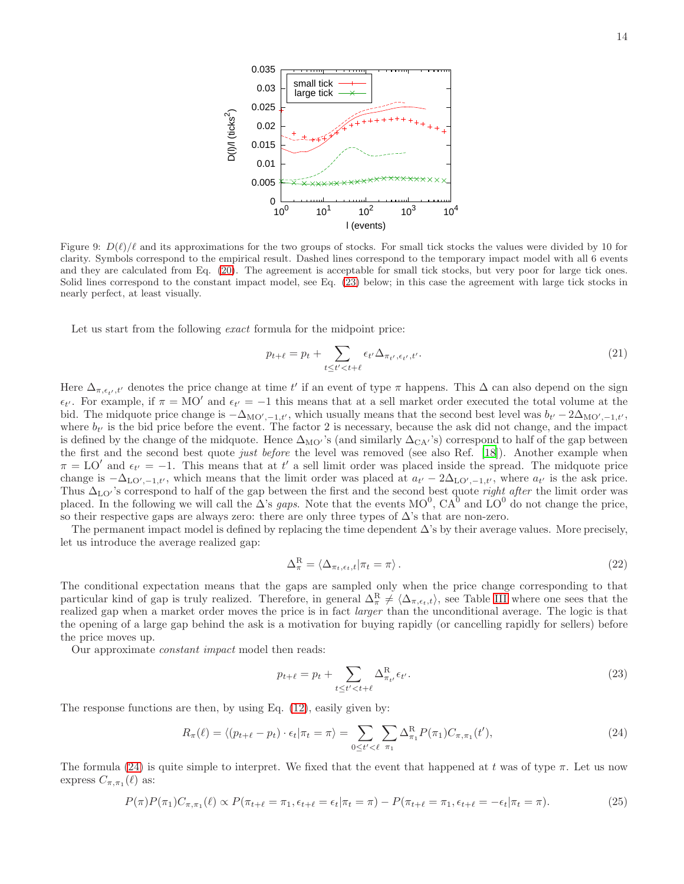Figure 9: $D(\ell)/\ell$ and its approximations for the two groups of stocks. For small tick stocks the values were divided by 10 for clarity. Symbols correspond to the empirical result. Dashed lines correspond to the temporary impact model with all 6 events and they are calculated from Eq. (20). The agreement is acceptable for small tick stocks, but very poor for large tick ones. Solid lines correspond to the constant impact model, see Eq. (23) below; in this case the agreement with large tick stocks in nearly perfect, at least visually.

Let us start from the following *exact* formula for the midpoint price:

$$p_{t+\ell} = p_t + \sum_{t \le t' < t+\ell} \epsilon_{t'} \Delta_{\pi_{t'}, \epsilon_{t'}, t'}. \tag{21}$$

Here $\Delta_{\pi, \epsilon_{t'}, t'}$ denotes the price change at time $t'$ if an event of type $\pi$ happens. This $\Delta$ can also depend on the sign $\epsilon_{t'}$. For example, if $\pi = \mathrm{MO}'$ and $\epsilon_{t'} = -1$ this means that at a sell market order executed the total volume at the bid. The midquote price change is $-\Delta_{\mathrm{MO}', -1, t'}$, which usually means that the second best level was $b_{t'} - 2\Delta_{\mathrm{MO}', -1, t'}$, where $b_{t'}$ is the bid price before the event. The factor 2 is necessary, because the ask did not change, and the impact is defined by the change of the midquote. Hence $\Delta_{\mathrm{MO}'}$'s (and similarly $\Delta_{\mathrm{CA}'}$'s) correspond to half of the gap between the first and the second best quote *just before* the level was removed (see also Ref. [18]). Another example when $\pi = \mathrm{LO}'$ and $\epsilon_{t'} = -1$. This means that at $t'$ a sell limit order was placed inside the spread. The midquote price change is $-\Delta_{\mathrm{LO}', -1, t'}$, which means that the limit order was placed at $a_{t'} - 2\Delta_{\mathrm{LO}', -1, t'}$, where $a_{t'}$ is the ask price. Thus $\Delta_{\mathrm{LO}'}$'s correspond to half of the gap between the first and the second best quote *right after* the limit order was placed. In the following we will call the $\Delta$'s *gaps*. Note that the events $\mathrm{MO}^0$, $\mathrm{CA}^0$ and $\mathrm{LO}^0$ do not change the price, so their respective gaps are always zero: there are only three types of $\Delta$'s that are non-zero.

The permanent impact model is defined by replacing the time dependent $\Delta$'s by their average values. More precisely, let us introduce the average realized gap:

$$\Delta^{\mathrm{R}}_{\pi} = \langle \Delta_{\pi_t, \epsilon_t, t} | \pi_t = \pi \rangle . \tag{22}$$

The conditional expectation means that the gaps are sampled only when the price change corresponding to that particular kind of gap is truly realized. Therefore, in general $\Delta^{\mathrm{R}}_{\pi} \neq \langle \Delta_{\pi, \epsilon_t, t} \rangle$, see Table III where one sees that the realized gap when a market order moves the price is in fact *larger* than the unconditional average. The logic is that the opening of a large gap behind the ask is a motivation for buying rapidly (or cancelling rapidly for sellers) before the price moves up.

Our approximate *constant impact* model then reads:

$$p_{t+\ell} = p_t + \sum_{t \le t' < t+\ell} \Delta^{\mathrm{R}}_{\pi_{t'}} \epsilon_{t'}. \tag{23}$$

The response functions are then, by using Eq. (12), easily given by:

$$R_{\pi}(\ell) = \langle (p_{t+\ell} - p_t) \cdot \epsilon_t | \pi_t = \pi \rangle = \sum_{0 \le t' < \ell} \sum_{\pi_1} \Delta^{\mathrm{R}}_{\pi_1} P(\pi_1) C_{\pi, \pi_1}(t'), \tag{24}$$

The formula (24) is quite simple to interpret. We fixed that the event that happened at $t$ was of type $\pi$. Let us now express $C_{\pi, \pi_1}(\ell)$ as:

$$P(\pi)P(\pi_1)C_{\pi, \pi_1}(\ell) \propto P(\pi_{t+\ell} = \pi_1, \epsilon_{t+\ell} = \epsilon_t | \pi_t = \pi) - P(\pi_{t+\ell} = \pi_1, \epsilon_{t+\ell} = -\epsilon_t | \pi_t = \pi). \tag{25}$$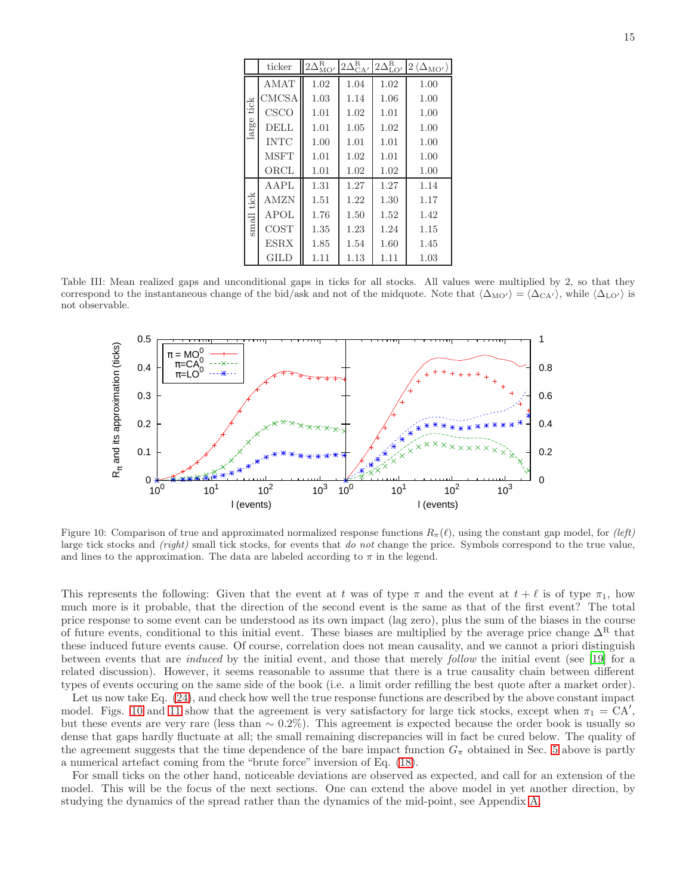| | ticker | $2\Delta^{\mathrm{R}}_{\mathrm{MO}'}$ | $2\Delta^{\mathrm{R}}_{\mathrm{CA}'}$ | $2\Delta^{\mathrm{R}}_{\mathrm{LO}'}$ | $2\langle\Delta_{\mathrm{MO}'}\rangle$ |
|---|---|---|---|---|---|
| large tick | AMAT | 1.02 | 1.04 | 1.02 | 1.00 |
| | CMCSA | 1.03 | 1.14 | 1.06 | 1.00 |
| | CSCO | 1.01 | 1.02 | 1.01 | 1.00 |
| | DELL | 1.01 | 1.05 | 1.02 | 1.00 |
| | INTC | 1.00 | 1.01 | 1.01 | 1.00 |
| | MSFT | 1.01 | 1.02 | 1.01 | 1.00 |
| | ORCL | 1.01 | 1.02 | 1.02 | 1.00 |
| small tick | AAPL | 1.31 | 1.27 | 1.27 | 1.14 |
| | AMZN | 1.51 | 1.22 | 1.30 | 1.17 |
| | APOL | 1.76 | 1.50 | 1.52 | 1.42 |
| | COST | 1.35 | 1.23 | 1.24 | 1.15 |
| | ESRX | 1.85 | 1.54 | 1.60 | 1.45 |
| | GILD | 1.11 | 1.13 | 1.11 | 1.03 |

Table III: Mean realized gaps and unconditional gaps in ticks for all stocks. All values were multiplied by 2, so that they correspond to the instantaneous change of the bid/ask and not of the midquote. Note that $\langle\Delta_{\mathrm{MO}'}\rangle = \langle\Delta_{\mathrm{CA}'}\rangle$, while $\langle\Delta_{\mathrm{LO}'}\rangle$ is not observable.

Figure 10: Comparison of true and approximated normalized response functions $R_\pi(\ell)$, using the constant gap model, for *(left)* large tick stocks and *(right)* small tick stocks, for events that *do not* change the price. Symbols correspond to the true value, and lines to the approximation. The data are labeled according to $\pi$ in the legend.

This represents the following: Given that the event at $t$ was of type $\pi$ and the event at $t+\ell$ is of type $\pi_1$, how much more is it probable, that the direction of the second event is the same as that of the first event? The total price response to some event can be understood as its own impact (lag zero), plus the sum of the biases in the course of future events, conditional to this initial event. These biases are multiplied by the average price change $\Delta^{\mathrm{R}}$ that these induced future events cause. Of course, correlation does not mean causality, and we cannot a priori distinguish between events that are *induced* by the initial event, and those that merely *follow* the initial event (see [19] for a related discussion). However, it seems reasonable to assume that there is a true causality chain between different types of events occuring on the same side of the book (i.e. a limit order refilling the best quote after a market order).

Let us now take Eq. (24), and check how well the true response functions are described by the above constant impact model. Figs. 10 and 11 show that the agreement is very satisfactory for large tick stocks, except when $\pi_1 = \mathrm{CA}'$, but these events are very rare (less than $\sim 0.2\%$). This agreement is expected because the order book is usually so dense that gaps hardly fluctuate at all; the small remaining discrepancies will in fact be cured below. The quality of the agreement suggests that the time dependence of the bare impact function $G_\pi$ obtained in Sec. 5 above is partly a numerical artefact coming from the "brute force" inversion of Eq. (18).

For small ticks on the other hand, noticeable deviations are observed as expected, and call for an extension of the model. This will be the focus of the next sections. One can extend the above model in yet another direction, by studying the dynamics of the spread rather than the dynamics of the mid-point, see Appendix A.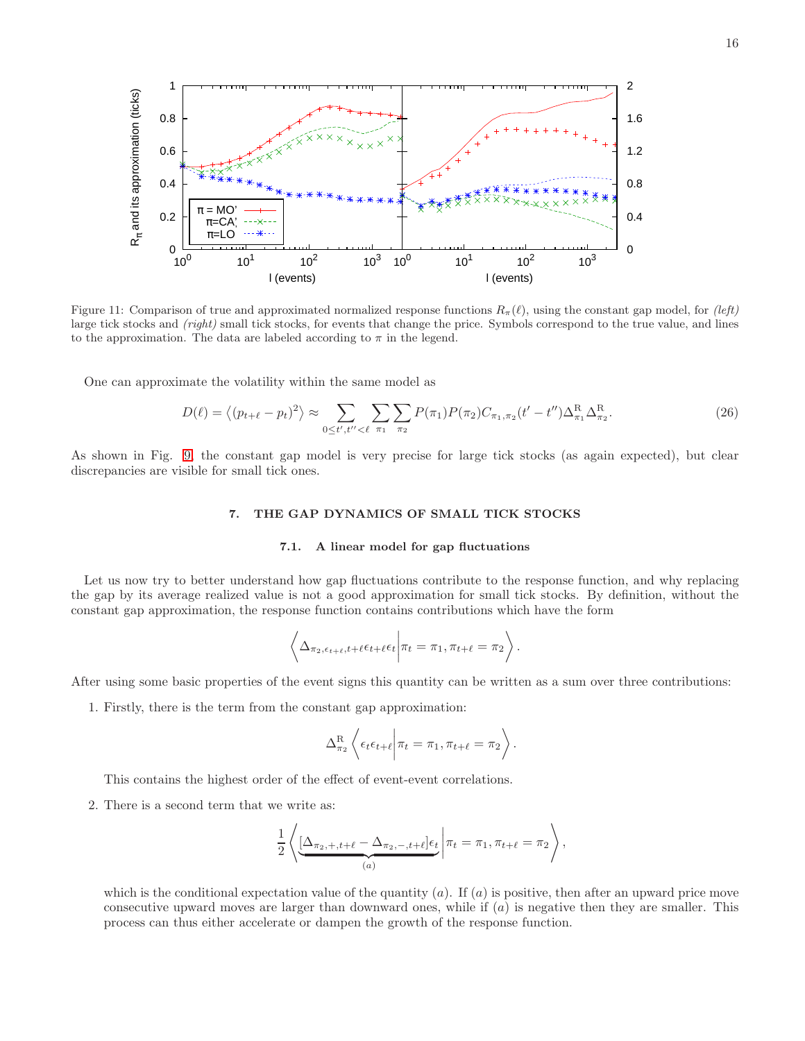Figure 11: Comparison of true and approximated normalized response functions $R_\pi(\ell)$, using the constant gap model, for *(left)* large tick stocks and *(right)* small tick stocks, for events that change the price. Symbols correspond to the true value, and lines to the approximation. The data are labeled according to $\pi$ in the legend.

One can approximate the volatility within the same model as

$$D(\ell) = \left\langle (p_{t+\ell} - p_t)^2 \right\rangle \approx \sum_{0 \le t', t'' < \ell} \sum_{\pi_1} \sum_{\pi_2} P(\pi_1) P(\pi_2) C_{\pi_1,\pi_2}(t' - t'') \Delta^{\mathrm{R}}_{\pi_1} \Delta^{\mathrm{R}}_{\pi_2}. \tag{26}$$

As shown in Fig. 9, the constant gap model is very precise for large tick stocks (as again expected), but clear discrepancies are visible for small tick ones.

## 7. THE GAP DYNAMICS OF SMALL TICK STOCKS

### 7.1. A linear model for gap fluctuations

Let us now try to better understand how gap fluctuations contribute to the response function, and why replacing the gap by its average realized value is not a good approximation for small tick stocks. By definition, without the constant gap approximation, the response function contains contributions which have the form

$$\left\langle \Delta_{\pi_2, \epsilon_{t+\ell}, t+\ell} \epsilon_{t+\ell} \epsilon_t \middle| \pi_t = \pi_1, \pi_{t+\ell} = \pi_2 \right\rangle.$$

After using some basic properties of the event signs this quantity can be written as a sum over three contributions:

1. Firstly, there is the term from the constant gap approximation:

   $$\Delta^{\mathrm{R}}_{\pi_2} \left\langle \epsilon_t \epsilon_{t+\ell} \middle| \pi_t = \pi_1, \pi_{t+\ell} = \pi_2 \right\rangle.$$

   This contains the highest order of the effect of event-event correlations.

2. There is a second term that we write as:

   $$\frac{1}{2} \left\langle \underbrace{[\Delta_{\pi_2,+,t+\ell} - \Delta_{\pi_2,-,t+\ell}] \epsilon_t}_{(a)} \middle| \pi_t = \pi_1, \pi_{t+\ell} = \pi_2 \right\rangle,$$

   which is the conditional expectation value of the quantity $(a)$. If $(a)$ is positive, then after an upward price move consecutive upward moves are larger than downward ones, while if $(a)$ is negative then they are smaller. This process can thus either accelerate or dampen the growth of the response function.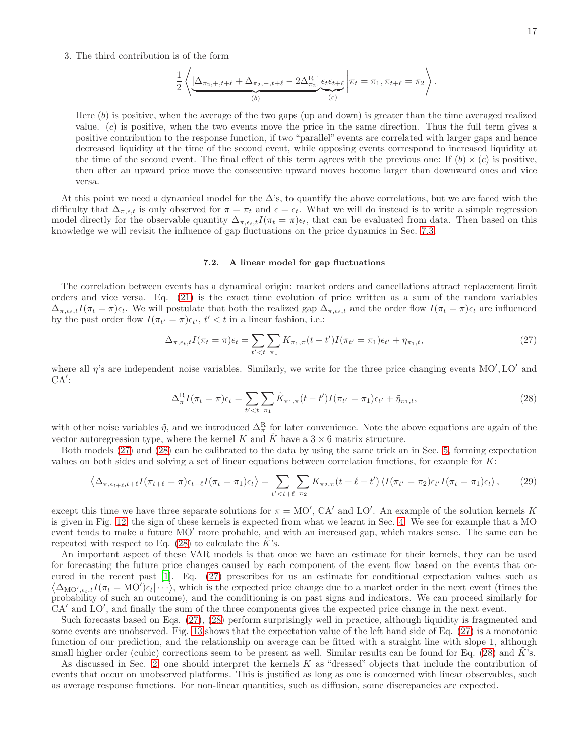3. The third contribution is of the form

$$\frac{1}{2}\left\langle \underbrace{\left[\Delta_{\pi_2,+,t+\ell} + \Delta_{\pi_2,-,t+\ell} - 2\Delta^{\mathrm{R}}_{\pi_2}\right]}_{(b)} \underbrace{\epsilon_t \epsilon_{t+\ell}}_{(c)} \middle| \pi_t = \pi_1, \pi_{t+\ell} = \pi_2 \right\rangle.$$

Here $(b)$ is positive, when the average of the two gaps (up and down) is greater than the time averaged realized value. $(c)$ is positive, when the two events move the price in the same direction. Thus the full term gives a positive contribution to the response function, if two "parallel" events are correlated with larger gaps and hence decreased liquidity at the time of the second event, while opposing events correspond to increased liquidity at the time of the second event. The final effect of this term agrees with the previous one: If $(b) \times (c)$ is positive, then after an upward price move the consecutive upward moves become larger than downward ones and vice versa.

At this point we need a dynamical model for the $\Delta$'s, to quantify the above correlations, but we are faced with the difficulty that $\Delta_{\pi,\epsilon,t}$ is only observed for $\pi = \pi_t$ and $\epsilon = \epsilon_t$. What we will do instead is to write a simple regression model directly for the observable quantity $\Delta_{\pi,\epsilon_t,t} I(\pi_t = \pi)\epsilon_t$, that can be evaluated from data. Then based on this knowledge we will revisit the influence of gap fluctuations on the price dynamics in Sec. 7.3.

### 7.2. A linear model for gap fluctuations

The correlation between events has a dynamical origin: market orders and cancellations attract replacement limit orders and vice versa. Eq. (21) is the exact time evolution of price written as a sum of the random variables $\Delta_{\pi,\epsilon_t,t} I(\pi_t = \pi)\epsilon_t$. We will postulate that both the realized gap $\Delta_{\pi,\epsilon_t,t}$ and the order flow $I(\pi_t = \pi)\epsilon_t$ are influenced by the past order flow $I(\pi_{t'} = \pi)\epsilon_{t'}$, $t' < t$ in a linear fashion, i.e.:

$$\Delta_{\pi,\epsilon_t,t} I(\pi_t = \pi)\epsilon_t = \sum_{t'<t} \sum_{\pi_1} K_{\pi_1,\pi}(t - t') I(\pi_{t'} = \pi_1)\epsilon_{t'} + \eta_{\pi_1,t}, \tag{27}$$

where all $\eta$'s are independent noise variables. Similarly, we write for the three price changing events $\mathrm{MO}'$, $\mathrm{LO}'$ and $\mathrm{CA}'$:

$$\Delta^{\mathrm{R}}_{\pi} I(\pi_t = \pi)\epsilon_t = \sum_{t'<t} \sum_{\pi_1} \tilde{K}_{\pi_1,\pi}(t - t') I(\pi_{t'} = \pi_1)\epsilon_{t'} + \tilde{\eta}_{\pi_1,t}, \tag{28}$$

with other noise variables $\tilde{\eta}$, and we introduced $\Delta^{\mathrm{R}}_{\pi}$ for later convenience. Note the above equations are again of the vector autoregression type, where the kernel $K$ and $\tilde{K}$ have a $3 \times 6$ matrix structure.

Both models (27) and (28) can be calibrated to the data by using the same trick an in Sec. 5, forming expectation values on both sides and solving a set of linear equations between correlation functions, for example for $K$:

$$\left\langle \Delta_{\pi,\epsilon_{t+\ell},t+\ell} I(\pi_{t+\ell} = \pi)\epsilon_{t+\ell} I(\pi_t = \pi_1)\epsilon_t \right\rangle = \sum_{t'<t+\ell} \sum_{\pi_2} K_{\pi_2,\pi}(t + \ell - t') \left\langle I(\pi_{t'} = \pi_2)\epsilon_{t'} I(\pi_t = \pi_1)\epsilon_t \right\rangle, \tag{29}$$

except this time we have three separate solutions for $\pi = \mathrm{MO}'$, $\mathrm{CA}'$ and $\mathrm{LO}'$. An example of the solution kernels $K$ is given in Fig. 12, the sign of these kernels is expected from what we learnt in Sec. 4. We see for example that a MO event tends to make a future $\mathrm{MO}'$ more probable, and with an increased gap, which makes sense. The same can be repeated with respect to Eq. (28) to calculate the $\tilde{K}$'s.

An important aspect of these VAR models is that once we have an estimate for their kernels, they can be used for forecasting the future price changes caused by each component of the event flow based on the events that occured in the recent past [1]. Eq. (27) prescribes for us an estimate for conditional expectation values such as $\left\langle \Delta_{\mathrm{MO}',\epsilon_t,t} I(\pi_t = \mathrm{MO}')\epsilon_t | \cdots \right\rangle$, which is the expected price change due to a market order in the next event (times the probability of such an outcome), and the conditioning is on past signs and indicators. We can proceed similarly for $\mathrm{CA}'$ and $\mathrm{LO}'$, and finally the sum of the three components gives the expected price change in the next event.

Such forecasts based on Eqs. (27), (28) perform surprisingly well in practice, although liquidity is fragmented and some events are unobserved. Fig. 13 shows that the expectation value of the left hand side of Eq. (27) is a monotonic function of our prediction, and the relationship on average can be fitted with a straight line with slope 1, although small higher order (cubic) corrections seem to be present as well. Similar results can be found for Eq. (28) and $\tilde{K}$'s.

As discussed in Sec. 2, one should interpret the kernels $K$ as "dressed" objects that include the contribution of events that occur on unobserved platforms. This is justified as long as one is concerned with linear observables, such as average response functions. For non-linear quantities, such as diffusion, some discrepancies are expected.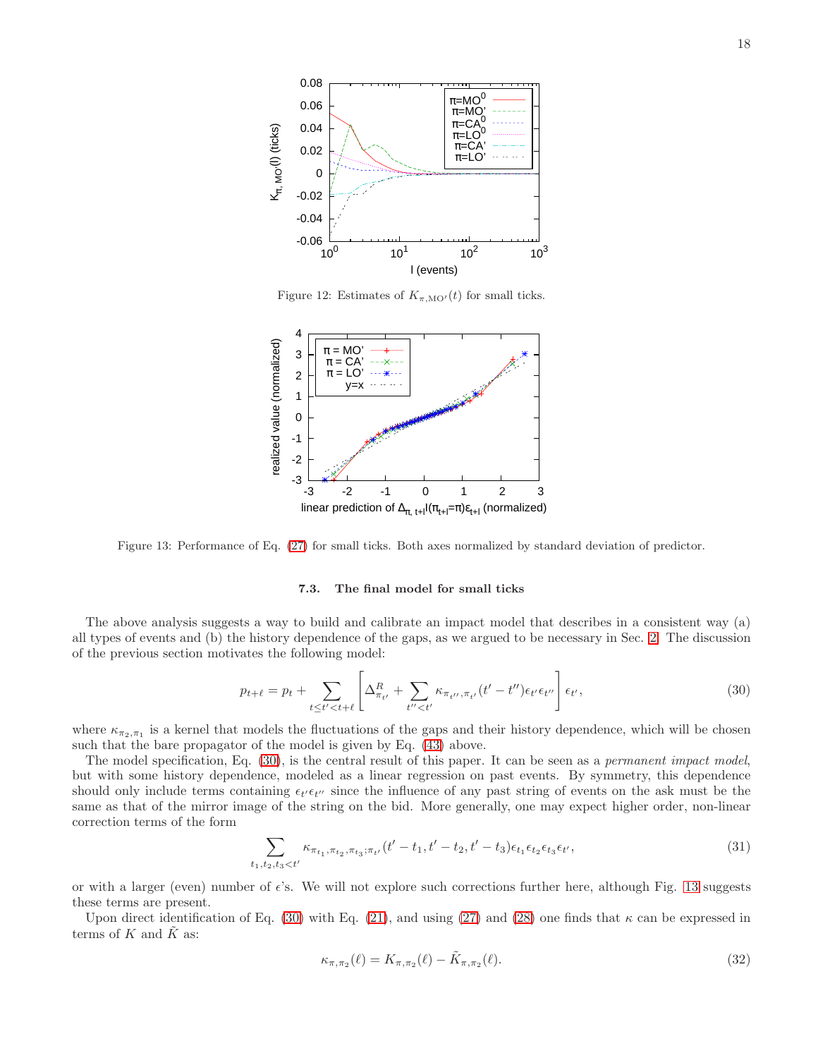Figure 12: Estimates of $K_{\pi,\mathrm{MO}'}(t)$ for small ticks.

Figure 13: Performance of Eq. (27) for small ticks. Both axes normalized by standard deviation of predictor.

### 7.3. The final model for small ticks

The above analysis suggests a way to build and calibrate an impact model that describes in a consistent way (a) all types of events and (b) the history dependence of the gaps, as we argued to be necessary in Sec. 2. The discussion of the previous section motivates the following model:

$$p_{t+\ell} = p_t + \sum_{t \le t' < t+\ell} \left[ \Delta^R_{\pi_{t'}} + \sum_{t'' < t'} \kappa_{\pi_{t''},\pi_{t'}}(t' - t'')\epsilon_{t'}\epsilon_{t''} \right] \epsilon_{t'}, \tag{30}$$

where $\kappa_{\pi_2,\pi_1}$ is a kernel that models the fluctuations of the gaps and their history dependence, which will be chosen such that the bare propagator of the model is given by Eq. (43) above.

The model specification, Eq. (30), is the central result of this paper. It can be seen as a *permanent impact model*, but with some history dependence, modeled as a linear regression on past events. By symmetry, this dependence should only include terms containing $\epsilon_{t'}\epsilon_{t''}$ since the influence of any past string of events on the ask must be the same as that of the mirror image of the string on the bid. More generally, one may expect higher order, non-linear correction terms of the form

$$\sum_{t_1,t_2,t_3<t'} \kappa_{\pi_{t_1},\pi_{t_2},\pi_{t_3};\pi_{t'}}(t'-t_1, t'-t_2, t'-t_3)\epsilon_{t_1}\epsilon_{t_2}\epsilon_{t_3}\epsilon_{t'}, \tag{31}$$

or with a larger (even) number of $\epsilon$'s. We will not explore such corrections further here, although Fig. 13 suggests these terms are present.

Upon direct identification of Eq. (30) with Eq. (21), and using (27) and (28) one finds that $\kappa$ can be expressed in terms of $K$ and $\tilde{K}$ as:

$$\kappa_{\pi,\pi_2}(\ell) = K_{\pi,\pi_2}(\ell) - \tilde{K}_{\pi,\pi_2}(\ell). \tag{32}$$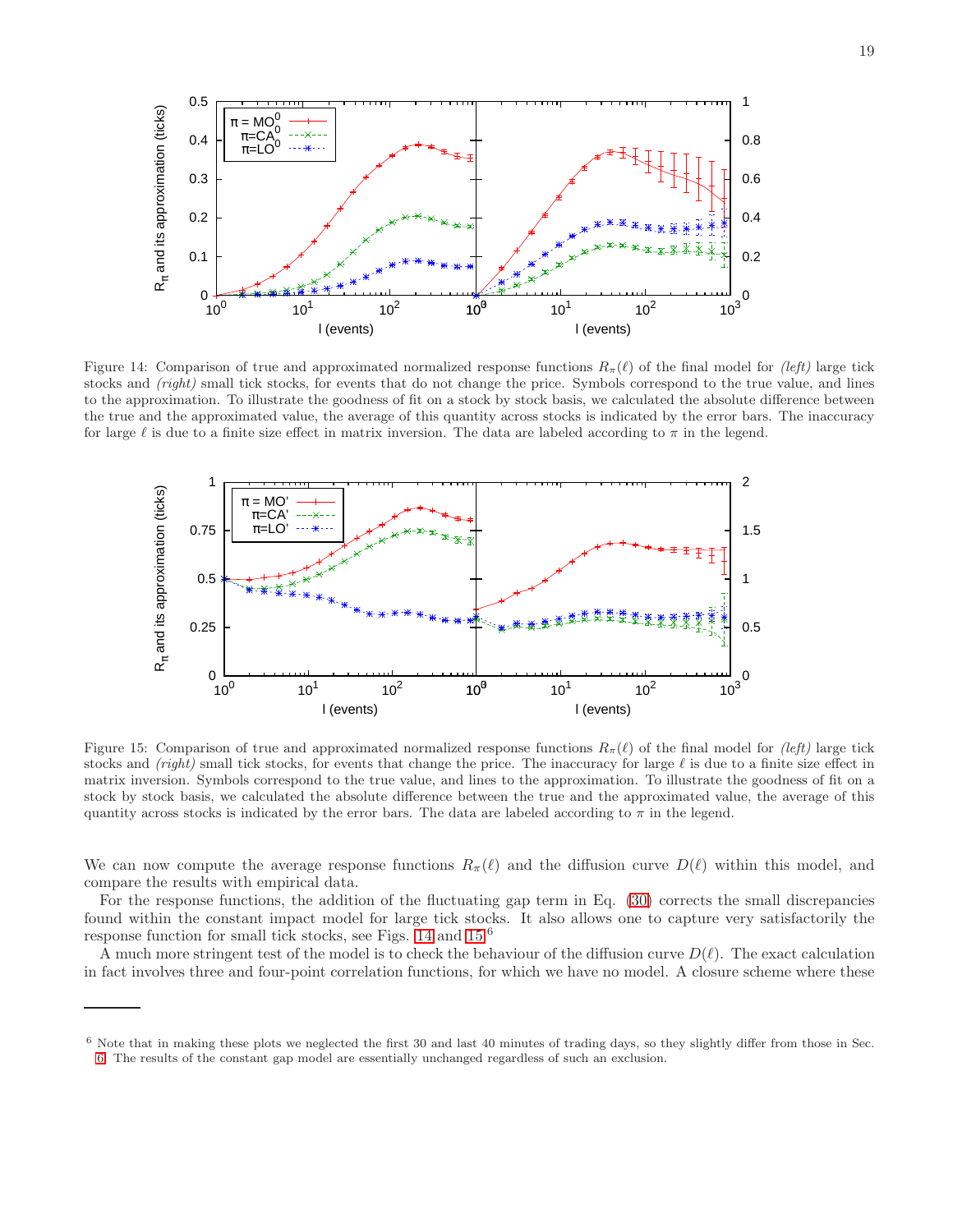Figure 14: Comparison of true and approximated normalized response functions $R_\pi(\ell)$ of the final model for *(left)* large tick stocks and *(right)* small tick stocks, for events that do not change the price. Symbols correspond to the true value, and lines to the approximation. To illustrate the goodness of fit on a stock by stock basis, we calculated the absolute difference between the true and the approximated value, the average of this quantity across stocks is indicated by the error bars. The inaccuracy for large $\ell$ is due to a finite size effect in matrix inversion. The data are labeled according to $\pi$ in the legend.

Figure 15: Comparison of true and approximated normalized response functions $R_\pi(\ell)$ of the final model for *(left)* large tick stocks and *(right)* small tick stocks, for events that change the price. The inaccuracy for large $\ell$ is due to a finite size effect in matrix inversion. Symbols correspond to the true value, and lines to the approximation. To illustrate the goodness of fit on a stock by stock basis, we calculated the absolute difference between the true and the approximated value, the average of this quantity across stocks is indicated by the error bars. The data are labeled according to $\pi$ in the legend.

We can now compute the average response functions $R_\pi(\ell)$ and the diffusion curve $D(\ell)$ within this model, and compare the results with empirical data.

For the response functions, the addition of the fluctuating gap term in Eq. (30) corrects the small discrepancies found within the constant impact model for large tick stocks. It also allows one to capture very satisfactorily the response function for small tick stocks, see Figs. 14 and 15[6]

A much more stringent test of the model is to check the behaviour of the diffusion curve $D(\ell)$. The exact calculation in fact involves three and four-point correlation functions, for which we have no model. A closure scheme where these

[6] Note that in making these plots we neglected the first 30 and last 40 minutes of trading days, so they slightly differ from those in Sec. 6. The results of the constant gap model are essentially unchanged regardless of such an exclusion.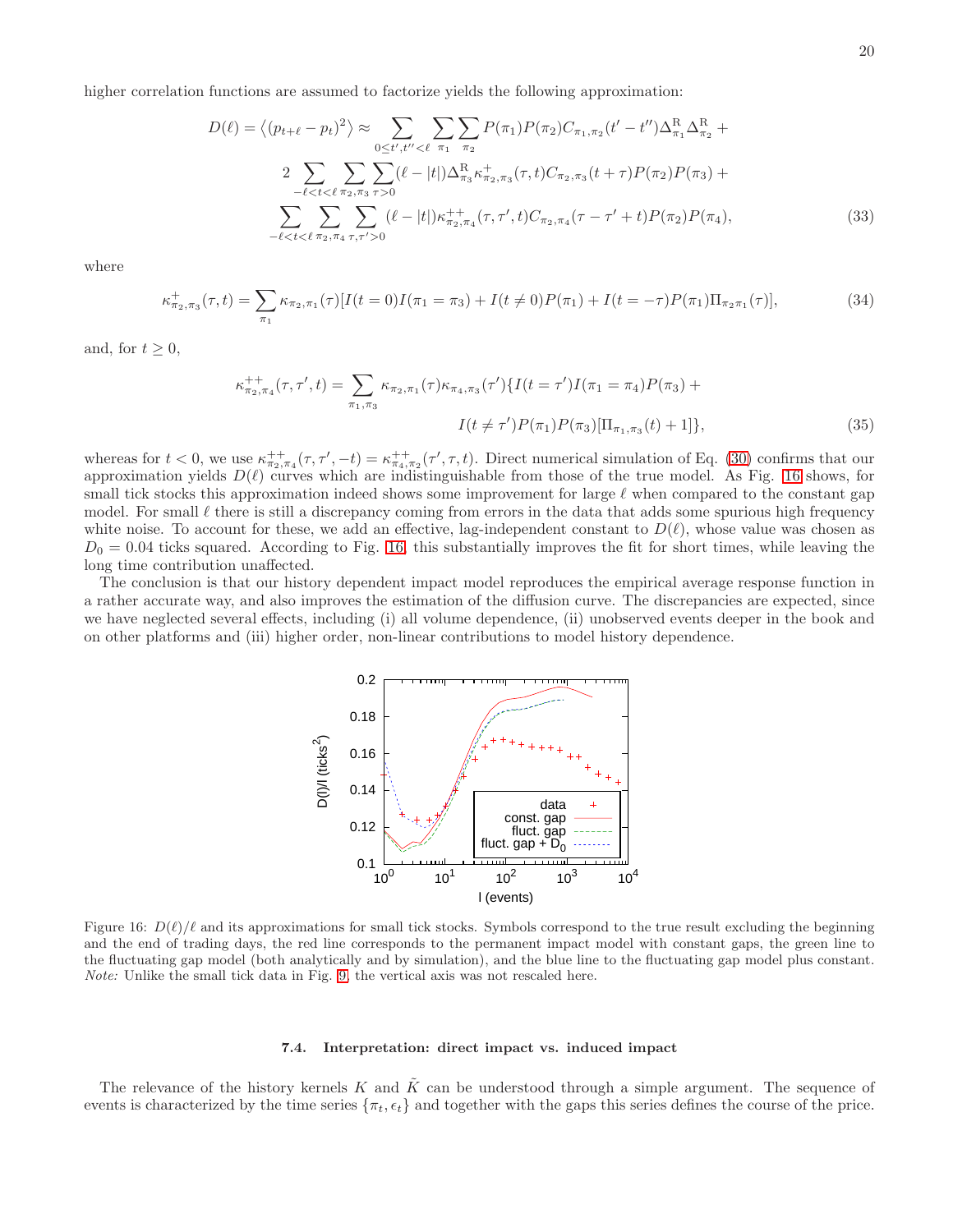higher correlation functions are assumed to factorize yields the following approximation:

$$
\begin{aligned}
D(\ell) = \left\langle (p_{t+\ell} - p_t)^2 \right\rangle \approx & \sum_{0 \le t', t'' < \ell} \sum_{\pi_1} \sum_{\pi_2} P(\pi_1) P(\pi_2) C_{\pi_1,\pi_2}(t' - t'') \Delta^{\mathrm{R}}_{\pi_1} \Delta^{\mathrm{R}}_{\pi_2} + \\
& 2 \sum_{-\ell < t < \ell} \sum_{\pi_2, \pi_3} \sum_{\tau > 0} (\ell - |t|) \Delta^{\mathrm{R}}_{\pi_3} \kappa^{+}_{\pi_2,\pi_3}(\tau, t) C_{\pi_2,\pi_3}(t + \tau) P(\pi_2) P(\pi_3) + \\
& \sum_{-\ell < t < \ell} \sum_{\pi_2, \pi_4} \sum_{\tau, \tau' > 0} (\ell - |t|) \kappa^{++}_{\pi_2,\pi_4}(\tau, \tau', t) C_{\pi_2,\pi_4}(\tau - \tau' + t) P(\pi_2) P(\pi_4), \qquad (33)
\end{aligned}
$$

where

$$
\kappa^{+}_{\pi_2,\pi_3}(\tau, t) = \sum_{\pi_1} \kappa_{\pi_2,\pi_1}(\tau) [I(t = 0) I(\pi_1 = \pi_3) + I(t \neq 0) P(\pi_1) + I(t = -\tau) P(\pi_1) \Pi_{\pi_2 \pi_1}(\tau)], \qquad (34)
$$

and, for $t \geq 0$,

$$
\begin{aligned}
\kappa^{++}_{\pi_2,\pi_4}(\tau, \tau', t) = \sum_{\pi_1, \pi_3} \kappa_{\pi_2,\pi_1}(\tau) \kappa_{\pi_4,\pi_3}(\tau') \{ & I(t = \tau') I(\pi_1 = \pi_4) P(\pi_3) + \\
& I(t \neq \tau') P(\pi_1) P(\pi_3) [\Pi_{\pi_1,\pi_3}(t) + 1] \}, \qquad (35)
\end{aligned}
$$

whereas for $t < 0$, we use $\kappa^{++}_{\pi_2,\pi_4}(\tau, \tau', -t) = \kappa^{++}_{\pi_4,\pi_2}(\tau', \tau, t)$. Direct numerical simulation of Eq. (30) confirms that our approximation yields $D(\ell)$ curves which are indistinguishable from those of the true model. As Fig. 16 shows, for small tick stocks this approximation indeed shows some improvement for large $\ell$ when compared to the constant gap model. For small $\ell$ there is still a discrepancy coming from errors in the data that adds some spurious high frequency white noise. To account for these, we add an effective, lag-independent constant to $D(\ell)$, whose value was chosen as $D_0 = 0.04$ ticks squared. According to Fig. 16, this substantially improves the fit for short times, while leaving the long time contribution unaffected.

The conclusion is that our history dependent impact model reproduces the empirical average response function in a rather accurate way, and also improves the estimation of the diffusion curve. The discrepancies are expected, since we have neglected several effects, including (i) all volume dependence, (ii) unobserved events deeper in the book and on other platforms and (iii) higher order, non-linear contributions to model history dependence.

Figure 16: $D(\ell)/\ell$ and its approximations for small tick stocks. Symbols correspond to the true result excluding the beginning and the end of trading days, the red line corresponds to the permanent impact model with constant gaps, the green line to the fluctuating gap model (both analytically and by simulation), and the blue line to the fluctuating gap model plus constant. *Note:* Unlike the small tick data in Fig. 9, the vertical axis was not rescaled here.

### 7.4. Interpretation: direct impact vs. induced impact

The relevance of the history kernels $K$ and $\tilde{K}$ can be understood through a simple argument. The sequence of events is characterized by the time series $\{\pi_t, \epsilon_t\}$ and together with the gaps this series defines the course of the price.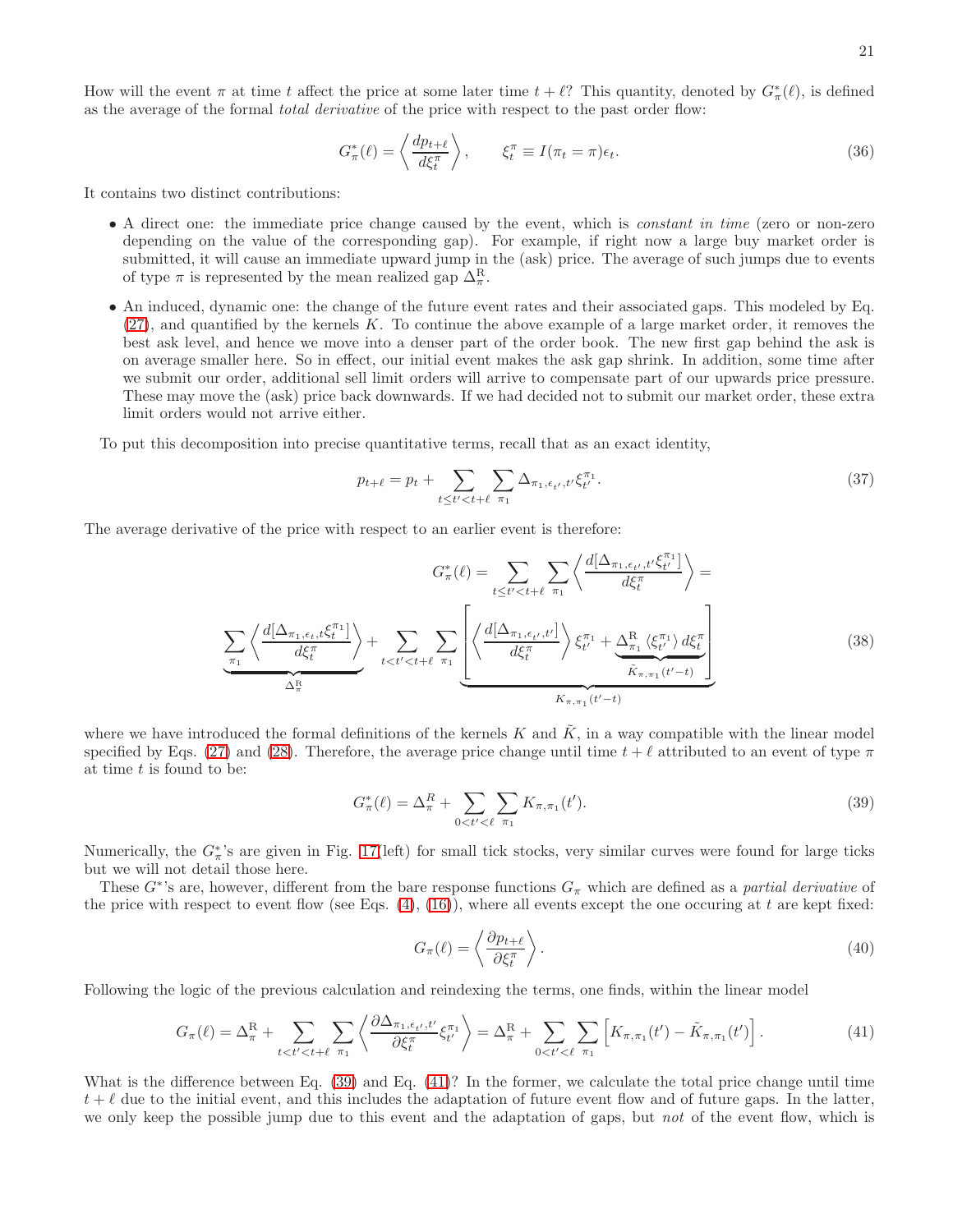How will the event $\pi$ at time $t$ affect the price at some later time $t+\ell$? This quantity, denoted by $G^*_\pi(\ell)$, is defined as the average of the formal *total derivative* of the price with respect to the past order flow:

$$G^*_\pi(\ell) = \left\langle \frac{dp_{t+\ell}}{d\xi^\pi_t} \right\rangle, \qquad \xi^\pi_t \equiv I(\pi_t = \pi)\epsilon_t. \tag{36}$$

It contains two distinct contributions:

- A direct one: the immediate price change caused by the event, which is *constant in time* (zero or non-zero depending on the value of the corresponding gap). For example, if right now a large buy market order is submitted, it will cause an immediate upward jump in the (ask) price. The average of such jumps due to events of type $\pi$ is represented by the mean realized gap $\Delta^{\rm R}_\pi$.
- An induced, dynamic one: the change of the future event rates and their associated gaps. This modeled by Eq. (27), and quantified by the kernels $K$. To continue the above example of a large market order, it removes the best ask level, and hence we move into a denser part of the order book. The new first gap behind the ask is on average smaller here. So in effect, our initial event makes the ask gap shrink. In addition, some time after we submit our order, additional sell limit orders will arrive to compensate part of our upwards price pressure. These may move the (ask) price back downwards. If we had decided not to submit our market order, these extra limit orders would not arrive either.

To put this decomposition into precise quantitative terms, recall that as an exact identity,

$$p_{t+\ell} = p_t + \sum_{t \le t' < t+\ell} \sum_{\pi_1} \Delta_{\pi_1, \epsilon_{t'}, t'} \xi^{\pi_1}_{t'}. \tag{37}$$

The average derivative of the price with respect to an earlier event is therefore:

$$G^*_\pi(\ell) = \sum_{t \le t' < t+\ell} \sum_{\pi_1} \left\langle \frac{d[\Delta_{\pi_1,\epsilon_{t'},t'}\xi^{\pi_1}_{t'}]}{d\xi^\pi_t} \right\rangle =$$

$$\underbrace{\sum_{\pi_1} \left\langle \frac{d[\Delta_{\pi_1,\epsilon_t,t}\xi^{\pi_1}_t]}{d\xi^\pi_t} \right\rangle}_{\Delta^{\rm R}_\pi} + \sum_{t<t'<t+\ell} \sum_{\pi_1} \underbrace{\left[ \left\langle \frac{d[\Delta_{\pi_1,\epsilon_{t'},t'}]}{d\xi^\pi_t} \right\rangle \xi^{\pi_1}_{t'} + \underbrace{\Delta^{\rm R}_{\pi_1} \langle \xi^{\pi_1}_{t'} \rangle \, d\xi^\pi_t}_{\tilde{K}_{\pi,\pi_1}(t'-t)} \right]}_{K_{\pi,\pi_1}(t'-t)} \tag{38}$$

where we have introduced the formal definitions of the kernels $K$ and $\tilde{K}$, in a way compatible with the linear model specified by Eqs. (27) and (28). Therefore, the average price change until time $t+\ell$ attributed to an event of type $\pi$ at time $t$ is found to be:

$$G^*_\pi(\ell) = \Delta^R_\pi + \sum_{0<t'<\ell} \sum_{\pi_1} K_{\pi,\pi_1}(t'). \tag{39}$$

Numerically, the $G^*_\pi$'s are given in Fig. 17(left) for small tick stocks, very similar curves were found for large ticks but we will not detail those here.

These $G^*$'s are, however, different from the bare response functions $G_\pi$ which are defined as a *partial derivative* of the price with respect to event flow (see Eqs. (4), (16)), where all events except the one occuring at $t$ are kept fixed:

$$G_\pi(\ell) = \left\langle \frac{\partial p_{t+\ell}}{\partial \xi^\pi_t} \right\rangle. \tag{40}$$

Following the logic of the previous calculation and reindexing the terms, one finds, within the linear model

$$G_\pi(\ell) = \Delta^{\rm R}_\pi + \sum_{t<t'<t+\ell} \sum_{\pi_1} \left\langle \frac{\partial \Delta_{\pi_1,\epsilon_{t'},t'}}{\partial \xi^\pi_t} \xi^{\pi_1}_{t'} \right\rangle = \Delta^{\rm R}_\pi + \sum_{0<t'<\ell} \sum_{\pi_1} \left[ K_{\pi,\pi_1}(t') - \tilde{K}_{\pi,\pi_1}(t') \right]. \tag{41}$$

What is the difference between Eq. (39) and Eq. (41)? In the former, we calculate the total price change until time $t+\ell$ due to the initial event, and this includes the adaptation of future event flow and of future gaps. In the latter, we only keep the possible jump due to this event and the adaptation of gaps, but *not* of the event flow, which is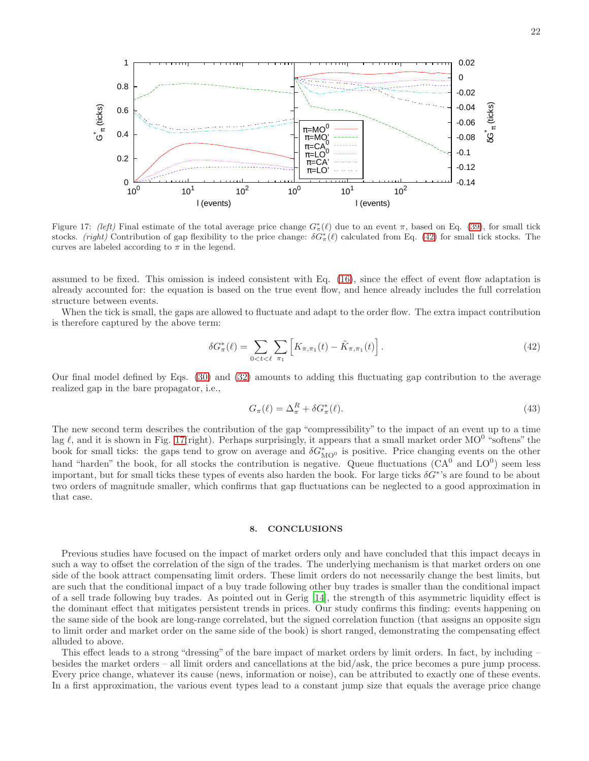Figure 17: *(left)* Final estimate of the total average price change $G^*_\pi(\ell)$ due to an event $\pi$, based on Eq. (39), for small tick stocks. *(right)* Contribution of gap flexibility to the price change: $\delta G^*_\pi(\ell)$ calculated from Eq. (42) for small tick stocks. The curves are labeled according to $\pi$ in the legend.

assumed to be fixed. This omission is indeed consistent with Eq. (16), since the effect of event flow adaptation is already accounted for: the equation is based on the true event flow, and hence already includes the full correlation structure between events.

When the tick is small, the gaps are allowed to fluctuate and adapt to the order flow. The extra impact contribution is therefore captured by the above term:

$$\delta G^*_\pi(\ell) = \sum_{0<t<\ell} \sum_{\pi_1} \left[ K_{\pi,\pi_1}(t) - \tilde{K}_{\pi,\pi_1}(t) \right]. \tag{42}$$

Our final model defined by Eqs. (30) and (32) amounts to adding this fluctuating gap contribution to the average realized gap in the bare propagator, i.e.,

$$G_\pi(\ell) = \Delta^R_\pi + \delta G^*_\pi(\ell). \tag{43}$$

The new second term describes the contribution of the gap "compressibility" to the impact of an event up to a time lag $\ell$, and it is shown in Fig. 17(right). Perhaps surprisingly, it appears that a small market order $\mathrm{MO}^0$ "softens" the book for small ticks: the gaps tend to grow on average and $\delta G^*_{\mathrm{MO}^0}$ is positive. Price changing events on the other hand "harden" the book, for all stocks the contribution is negative. Queue fluctuations ($\mathrm{CA}^0$ and $\mathrm{LO}^0$) seem less important, but for small ticks these types of events also harden the book. For large ticks $\delta G^*$'s are found to be about two orders of magnitude smaller, which confirms that gap fluctuations can be neglected to a good approximation in that case.

## 8. CONCLUSIONS

Previous studies have focused on the impact of market orders only and have concluded that this impact decays in such a way to offset the correlation of the sign of the trades. The underlying mechanism is that market orders on one side of the book attract compensating limit orders. These limit orders do not necessarily change the best limits, but are such that the conditional impact of a buy trade following other buy trades is smaller than the conditional impact of a sell trade following buy trades. As pointed out in Gerig [14], the strength of this asymmetric liquidity effect is the dominant effect that mitigates persistent trends in prices. Our study confirms this finding: events happening on the same side of the book are long-range correlated, but the signed correlation function (that assigns an opposite sign to limit order and market order on the same side of the book) is short ranged, demonstrating the compensating effect alluded to above.

This effect leads to a strong "dressing" of the bare impact of market orders by limit orders. In fact, by including – besides the market orders – all limit orders and cancellations at the bid/ask, the price becomes a pure jump process. Every price change, whatever its cause (news, information or noise), can be attributed to exactly one of these events. In a first approximation, the various event types lead to a constant jump size that equals the average price change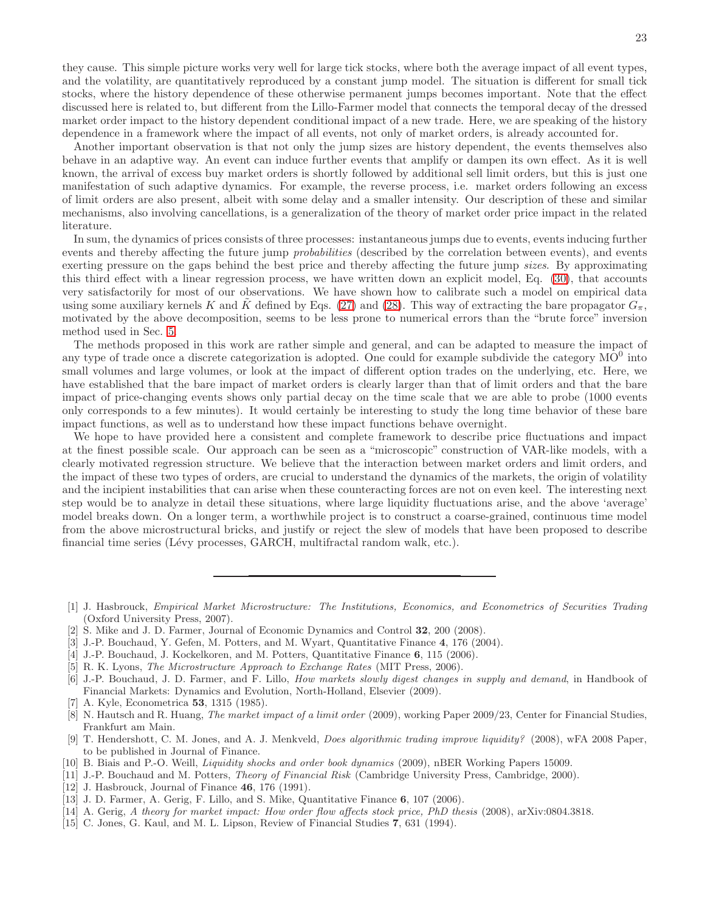they cause. This simple picture works very well for large tick stocks, where both the average impact of all event types, and the volatility, are quantitatively reproduced by a constant jump model. The situation is different for small tick stocks, where the history dependence of these otherwise permanent jumps becomes important. Note that the effect discussed here is related to, but different from the Lillo-Farmer model that connects the temporal decay of the dressed market order impact to the history dependent conditional impact of a new trade. Here, we are speaking of the history dependence in a framework where the impact of all events, not only of market orders, is already accounted for.

Another important observation is that not only the jump sizes are history dependent, the events themselves also behave in an adaptive way. An event can induce further events that amplify or dampen its own effect. As it is well known, the arrival of excess buy market orders is shortly followed by additional sell limit orders, but this is just one manifestation of such adaptive dynamics. For example, the reverse process, i.e. market orders following an excess of limit orders are also present, albeit with some delay and a smaller intensity. Our description of these and similar mechanisms, also involving cancellations, is a generalization of the theory of market order price impact in the related literature.

In sum, the dynamics of prices consists of three processes: instantaneous jumps due to events, events inducing further events and thereby affecting the future jump *probabilities* (described by the correlation between events), and events exerting pressure on the gaps behind the best price and thereby affecting the future jump *sizes*. By approximating this third effect with a linear regression process, we have written down an explicit model, Eq. (30), that accounts very satisfactorily for most of our observations. We have shown how to calibrate such a model on empirical data using some auxiliary kernels $K$ and $\tilde{K}$ defined by Eqs. (27) and (28). This way of extracting the bare propagator $G_\pi$, motivated by the above decomposition, seems to be less prone to numerical errors than the "brute force" inversion method used in Sec. 5.

The methods proposed in this work are rather simple and general, and can be adapted to measure the impact of any type of trade once a discrete categorization is adopted. One could for example subdivide the category $\mathrm{MO}^0$ into small volumes and large volumes, or look at the impact of different option trades on the underlying, etc. Here, we have established that the bare impact of market orders is clearly larger than that of limit orders and that the bare impact of price-changing events shows only partial decay on the time scale that we are able to probe (1000 events only corresponds to a few minutes). It would certainly be interesting to study the long time behavior of these bare impact functions, as well as to understand how these impact functions behave overnight.

We hope to have provided here a consistent and complete framework to describe price fluctuations and impact at the finest possible scale. Our approach can be seen as a "microscopic" construction of VAR-like models, with a clearly motivated regression structure. We believe that the interaction between market orders and limit orders, and the impact of these two types of orders, are crucial to understand the dynamics of the markets, the origin of volatility and the incipient instabilities that can arise when these counteracting forces are not on even keel. The interesting next step would be to analyze in detail these situations, where large liquidity fluctuations arise, and the above 'average' model breaks down. On a longer term, a worthwhile project is to construct a coarse-grained, continuous time model from the above microstructural bricks, and justify or reject the slew of models that have been proposed to describe financial time series (Lévy processes, GARCH, multifractal random walk, etc.).

---

[1] J. Hasbrouck, *Empirical Market Microstructure: The Institutions, Economics, and Econometrics of Securities Trading* (Oxford University Press, 2007).

[2] S. Mike and J. D. Farmer, Journal of Economic Dynamics and Control **32**, 200 (2008).

[3] J.-P. Bouchaud, Y. Gefen, M. Potters, and M. Wyart, Quantitative Finance **4**, 176 (2004).

[4] J.-P. Bouchaud, J. Kockelkoren, and M. Potters, Quantitative Finance **6**, 115 (2006).

[5] R. K. Lyons, *The Microstructure Approach to Exchange Rates* (MIT Press, 2006).

[6] J.-P. Bouchaud, J. D. Farmer, and F. Lillo, *How markets slowly digest changes in supply and demand*, in Handbook of Financial Markets: Dynamics and Evolution, North-Holland, Elsevier (2009).

[7] A. Kyle, Econometrica **53**, 1315 (1985).

[8] N. Hautsch and R. Huang, *The market impact of a limit order* (2009), working Paper 2009/23, Center for Financial Studies, Frankfurt am Main.

[9] T. Hendershott, C. M. Jones, and A. J. Menkveld, *Does algorithmic trading improve liquidity?* (2008), wFA 2008 Paper, to be published in Journal of Finance.

[10] B. Biais and P.-O. Weill, *Liquidity shocks and order book dynamics* (2009), nBER Working Papers 15009.

[11] J.-P. Bouchaud and M. Potters, *Theory of Financial Risk* (Cambridge University Press, Cambridge, 2000).

[12] J. Hasbrouck, Journal of Finance **46**, 176 (1991).

[13] J. D. Farmer, A. Gerig, F. Lillo, and S. Mike, Quantitative Finance **6**, 107 (2006).

[14] A. Gerig, *A theory for market impact: How order flow affects stock price, PhD thesis* (2008), arXiv:0804.3818.

[15] C. Jones, G. Kaul, and M. L. Lipson, Review of Financial Studies **7**, 631 (1994).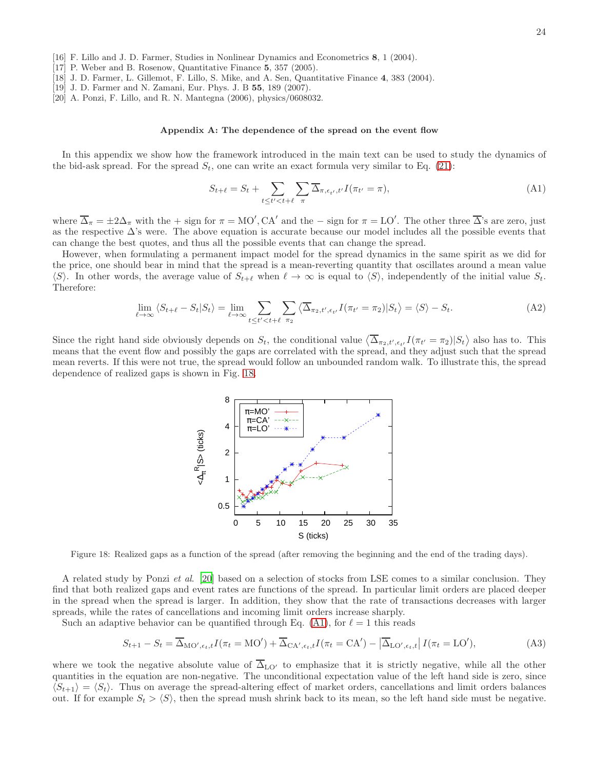[16] F. Lillo and J. D. Farmer, Studies in Nonlinear Dynamics and Econometrics **8**, 1 (2004).
[17] P. Weber and B. Rosenow, Quantitative Finance **5**, 357 (2005).
[18] J. D. Farmer, L. Gillemot, F. Lillo, S. Mike, and A. Sen, Quantitative Finance **4**, 383 (2004).
[19] J. D. Farmer and N. Zamani, Eur. Phys. J. B **55**, 189 (2007).
[20] A. Ponzi, F. Lillo, and R. N. Mantegna (2006), physics/0608032.

## Appendix A: The dependence of the spread on the event flow

In this appendix we show how the framework introduced in the main text can be used to study the dynamics of the bid-ask spread. For the spread $S_t$, one can write an exact formula very similar to Eq. (21):

$$S_{t+\ell} = S_t + \sum_{t \le t' < t+\ell} \sum_{\pi} \overline{\Delta}_{\pi,\epsilon_{t'},t'} I(\pi_{t'} = \pi), \tag{A1}$$

where $\overline{\Delta}_\pi = \pm 2\Delta_\pi$ with the + sign for $\pi = \mathrm{MO}', \mathrm{CA}'$ and the − sign for $\pi = \mathrm{LO}'$. The other three $\overline{\Delta}$'s are zero, just as the respective $\Delta$'s were. The above equation is accurate because our model includes all the possible events that can change the best quotes, and thus all the possible events that can change the spread.

However, when formulating a permanent impact model for the spread dynamics in the same spirit as we did for the price, one should bear in mind that the spread is a mean-reverting quantity that oscillates around a mean value $\langle S \rangle$. In other words, the average value of $S_{t+\ell}$ when $\ell \to \infty$ is equal to $\langle S \rangle$, independently of the initial value $S_t$. Therefore:

$$\lim_{\ell\to\infty} \langle S_{t+\ell} - S_t | S_t \rangle = \lim_{\ell\to\infty} \sum_{t \le t' < t+\ell} \sum_{\pi_2} \left\langle \overline{\Delta}_{\pi_2,t',\epsilon_{t'}} I(\pi_{t'} = \pi_2) | S_t \right\rangle = \langle S \rangle - S_t. \tag{A2}$$

Since the right hand side obviously depends on $S_t$, the conditional value $\left\langle \overline{\Delta}_{\pi_2,t',\epsilon_{t'}} I(\pi_{t'} = \pi_2) | S_t \right\rangle$ also has to. This means that the event flow and possibly the gaps are correlated with the spread, and they adjust such that the spread mean reverts. If this were not true, the spread would follow an unbounded random walk. To illustrate this, the spread dependence of realized gaps is shown in Fig. 18.

Figure 18: Realized gaps as a function of the spread (after removing the beginning and the end of the trading days).

A related study by Ponzi *et al.* [20] based on a selection of stocks from LSE comes to a similar conclusion. They find that both realized gaps and event rates are functions of the spread. In particular limit orders are placed deeper in the spread when the spread is larger. In addition, they show that the rate of transactions decreases with larger spreads, while the rates of cancellations and incoming limit orders increase sharply.

Such an adaptive behavior can be quantified through Eq. (A1), for $\ell = 1$ this reads

$$S_{t+1} - S_t = \overline{\Delta}_{\mathrm{MO}',\epsilon_t,t} I(\pi_t = \mathrm{MO}') + \overline{\Delta}_{\mathrm{CA}',\epsilon_t,t} I(\pi_t = \mathrm{CA}') - \left| \overline{\Delta}_{\mathrm{LO}',\epsilon_t,t} \right| I(\pi_t = \mathrm{LO}'), \tag{A3}$$

where we took the negative absolute value of $\overline{\Delta}_{\mathrm{LO}'}$ to emphasize that it is strictly negative, while all the other quantities in the equation are non-negative. The unconditional expectation value of the left hand side is zero, since $\langle S_{t+1} \rangle = \langle S_t \rangle$. Thus on average the spread-altering effect of market orders, cancellations and limit orders balances out. If for example $S_t > \langle S \rangle$, then the spread mush shrink back to its mean, so the left hand side must be negative.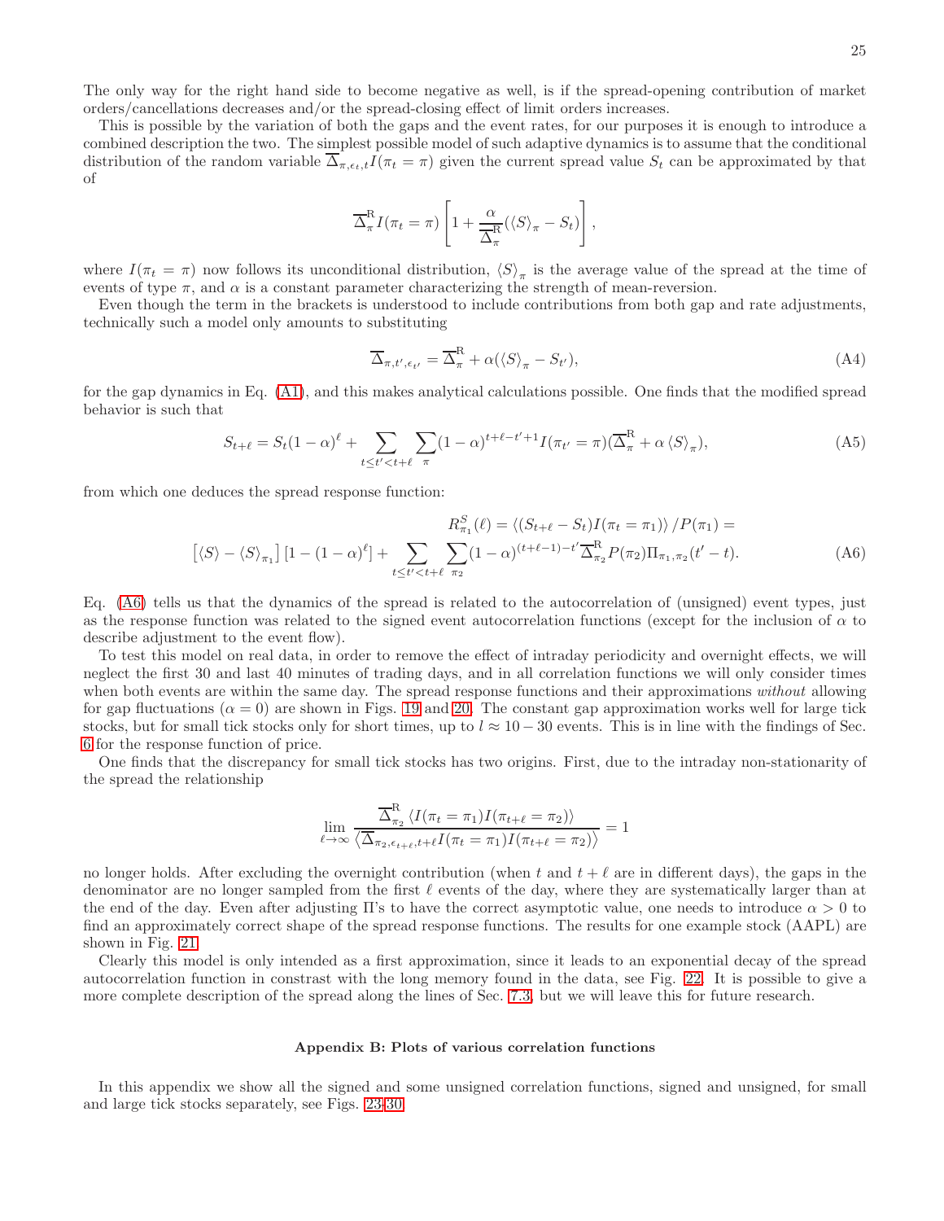The only way for the right hand side to become negative as well, is if the spread-opening contribution of market orders/cancellations decreases and/or the spread-closing effect of limit orders increases.

This is possible by the variation of both the gaps and the event rates, for our purposes it is enough to introduce a combined description the two. The simplest possible model of such adaptive dynamics is to assume that the conditional distribution of the random variable $\overline{\Delta}_{\pi,\epsilon_t,t} I(\pi_t = \pi)$ given the current spread value $S_t$ can be approximated by that of

$$\overline{\Delta}^{\mathrm{R}}_{\pi} I(\pi_t = \pi) \left[ 1 + \frac{\alpha}{\overline{\Delta}^{\mathrm{R}}_{\pi}} (\langle S \rangle_{\pi} - S_t) \right],$$

where $I(\pi_t = \pi)$ now follows its unconditional distribution, $\langle S \rangle_{\pi}$ is the average value of the spread at the time of events of type $\pi$, and $\alpha$ is a constant parameter characterizing the strength of mean-reversion.

Even though the term in the brackets is understood to include contributions from both gap and rate adjustments, technically such a model only amounts to substituting

$$\overline{\Delta}_{\pi,t',\epsilon_{t'}} = \overline{\Delta}^{\mathrm{R}}_{\pi} + \alpha(\langle S \rangle_{\pi} - S_{t'}), \tag{A4}$$

for the gap dynamics in Eq. (A1), and this makes analytical calculations possible. One finds that the modified spread behavior is such that

$$S_{t+\ell} = S_t (1-\alpha)^{\ell} + \sum_{t \le t' < t+\ell} \sum_{\pi} (1-\alpha)^{t+\ell-t'+1} I(\pi_{t'} = \pi)(\overline{\Delta}^{\mathrm{R}}_{\pi} + \alpha \langle S \rangle_{\pi}), \tag{A5}$$

from which one deduces the spread response function:

$$\begin{aligned} R^S_{\pi_1}(\ell) = \langle (S_{t+\ell} - S_t) I(\pi_t = \pi_1) \rangle / P(\pi_1) = \\ \left[ \langle S \rangle - \langle S \rangle_{\pi_1} \right] \left[ 1 - (1-\alpha)^{\ell} \right] + \sum_{t \le t' < t+\ell} \sum_{\pi_2} (1-\alpha)^{(t+\ell-1)-t'} \overline{\Delta}^{\mathrm{R}}_{\pi_2} P(\pi_2) \Pi_{\pi_1,\pi_2}(t'-t). \end{aligned} \tag{A6}$$

Eq. (A6) tells us that the dynamics of the spread is related to the autocorrelation of (unsigned) event types, just as the response function was related to the signed event autocorrelation functions (except for the inclusion of $\alpha$ to describe adjustment to the event flow).

To test this model on real data, in order to remove the effect of intraday periodicity and overnight effects, we will neglect the first 30 and last 40 minutes of trading days, and in all correlation functions we will only consider times when both events are within the same day. The spread response functions and their approximations *without* allowing for gap fluctuations ($\alpha = 0$) are shown in Figs. 19 and 20. The constant gap approximation works well for large tick stocks, but for small tick stocks only for short times, up to $l \approx 10 - 30$ events. This is in line with the findings of Sec. 6 for the response function of price.

One finds that the discrepancy for small tick stocks has two origins. First, due to the intraday non-stationarity of the spread the relationship

$$\lim_{\ell \to \infty} \frac{\overline{\Delta}^{\mathrm{R}}_{\pi_2} \langle I(\pi_t = \pi_1) I(\pi_{t+\ell} = \pi_2) \rangle}{\langle \overline{\Delta}_{\pi_2,\epsilon_{t+\ell},t+\ell} I(\pi_t = \pi_1) I(\pi_{t+\ell} = \pi_2) \rangle} = 1$$

no longer holds. After excluding the overnight contribution (when $t$ and $t+\ell$ are in different days), the gaps in the denominator are no longer sampled from the first $\ell$ events of the day, where they are systematically larger than at the end of the day. Even after adjusting $\Pi$'s to have the correct asymptotic value, one needs to introduce $\alpha > 0$ to find an approximately correct shape of the spread response functions. The results for one example stock (AAPL) are shown in Fig. 21.

Clearly this model is only intended as a first approximation, since it leads to an exponential decay of the spread autocorrelation function in contrast with the long memory found in the data, see Fig. 22. It is possible to give a more complete description of the spread along the lines of Sec. 7.3, but we will leave this for future research.

## Appendix B: Plots of various correlation functions

In this appendix we show all the signed and some unsigned correlation functions, signed and unsigned, for small and large tick stocks separately, see Figs. 23-30.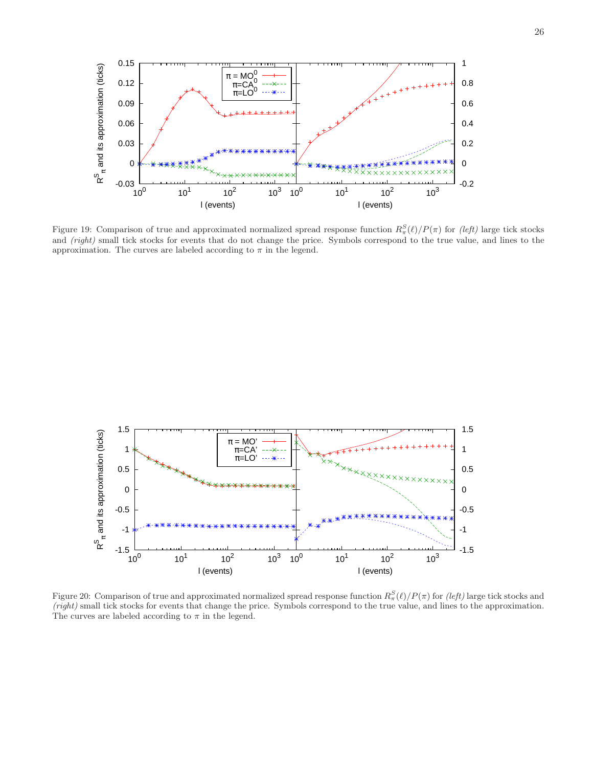Figure 19: Comparison of true and approximated normalized spread response function $R^S_\pi(\ell)/P(\pi)$ for *(left)* large tick stocks and *(right)* small tick stocks for events that do not change the price. Symbols correspond to the true value, and lines to the approximation. The curves are labeled according to $\pi$ in the legend.

Figure 20: Comparison of true and approximated normalized spread response function $R^S_\pi(\ell)/P(\pi)$ for *(left)* large tick stocks and *(right)* small tick stocks for events that change the price. Symbols correspond to the true value, and lines to the approximation. The curves are labeled according to $\pi$ in the legend.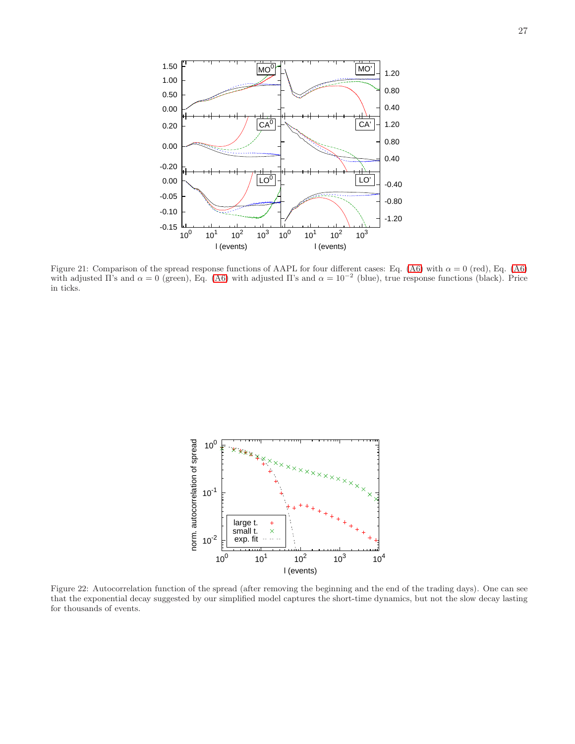Figure 21: Comparison of the spread response functions of AAPL for four different cases: Eq. (A6) with $\alpha = 0$ (red), Eq. (A6) with adjusted $\Pi$'s and $\alpha = 0$ (green), Eq. (A6) with adjusted $\Pi$'s and $\alpha = 10^{-2}$ (blue), true response functions (black). Price in ticks.

Figure 22: Autocorrelation function of the spread (after removing the beginning and the end of the trading days). One can see that the exponential decay suggested by our simplified model captures the short-time dynamics, but not the slow decay lasting for thousands of events.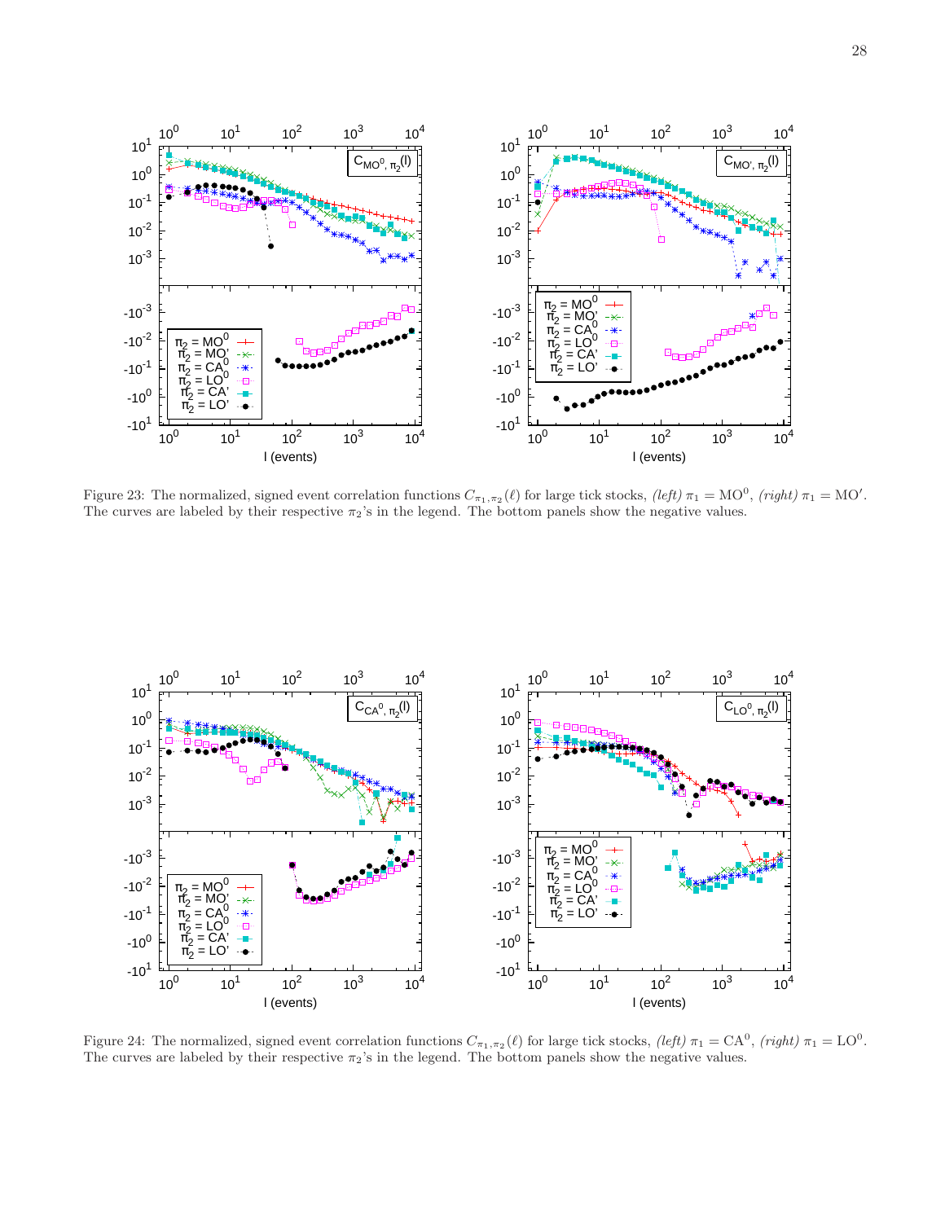Figure 23: The normalized, signed event correlation functions $C_{\pi_1,\pi_2}(\ell)$ for large tick stocks, *(left)* $\pi_1 = \mathrm{MO}^0$, *(right)* $\pi_1 = \mathrm{MO}'$. The curves are labeled by their respective $\pi_2$'s in the legend. The bottom panels show the negative values.

Figure 24: The normalized, signed event correlation functions $C_{\pi_1,\pi_2}(\ell)$ for large tick stocks, *(left)* $\pi_1 = \mathrm{CA}^0$, *(right)* $\pi_1 = \mathrm{LO}^0$. The curves are labeled by their respective $\pi_2$'s in the legend. The bottom panels show the negative values.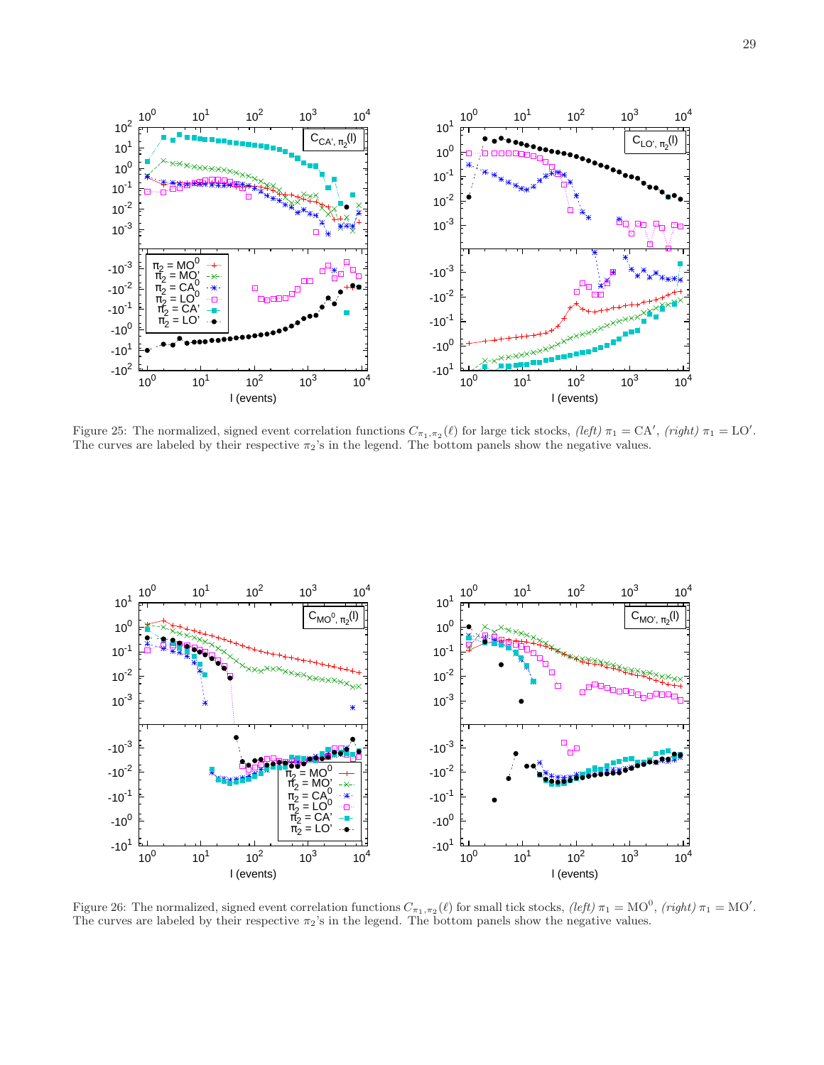Figure 25: The normalized, signed event correlation functions $C_{\pi_1,\pi_2}(\ell)$ for large tick stocks, *(left)* $\pi_1 = \mathrm{CA}'$, *(right)* $\pi_1 = \mathrm{LO}'$. The curves are labeled by their respective $\pi_2$'s in the legend. The bottom panels show the negative values.

Figure 26: The normalized, signed event correlation functions $C_{\pi_1,\pi_2}(\ell)$ for small tick stocks, *(left)* $\pi_1 = \mathrm{MO}^0$, *(right)* $\pi_1 = \mathrm{MO}'$. The curves are labeled by their respective $\pi_2$'s in the legend. The bottom panels show the negative values.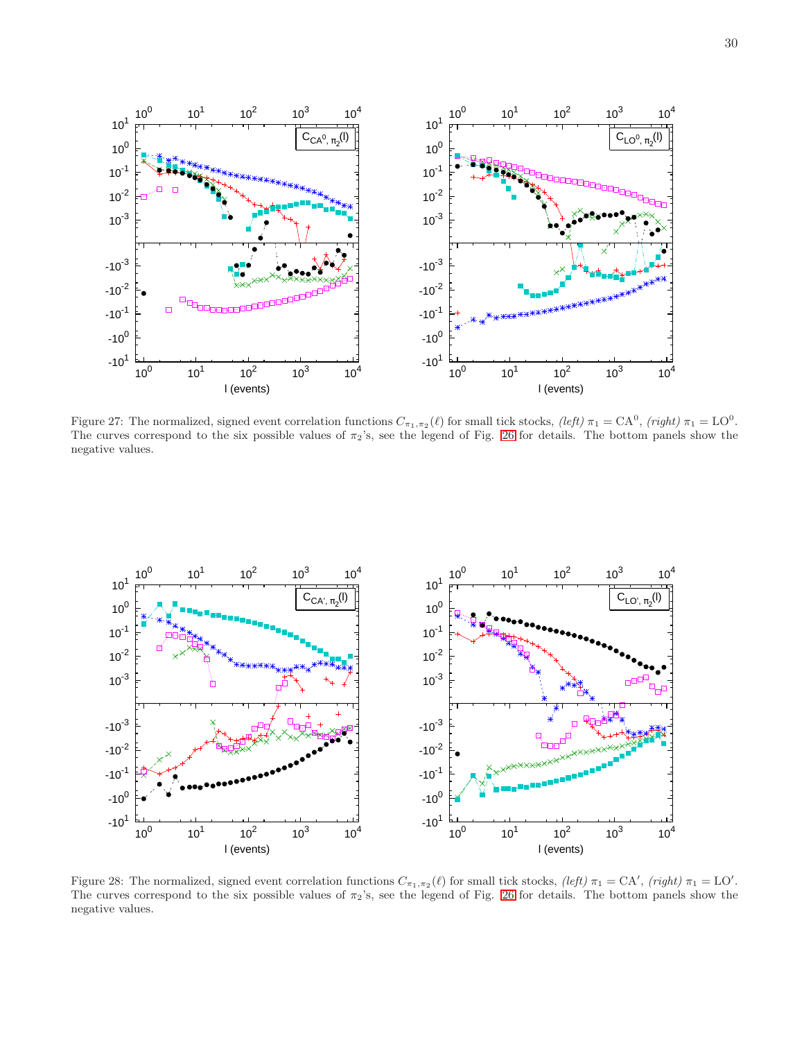Figure 27: The normalized, signed event correlation functions $C_{\pi_1,\pi_2}(\ell)$ for small tick stocks, *(left)* $\pi_1 = \mathrm{CA}^0$, *(right)* $\pi_1 = \mathrm{LO}^0$. The curves correspond to the six possible values of $\pi_2$'s, see the legend of Fig. 26 for details. The bottom panels show the negative values.

Figure 28: The normalized, signed event correlation functions $C_{\pi_1,\pi_2}(\ell)$ for small tick stocks, *(left)* $\pi_1 = \mathrm{CA}'$, *(right)* $\pi_1 = \mathrm{LO}'$. The curves correspond to the six possible values of $\pi_2$'s, see the legend of Fig. 26 for details. The bottom panels show the negative values.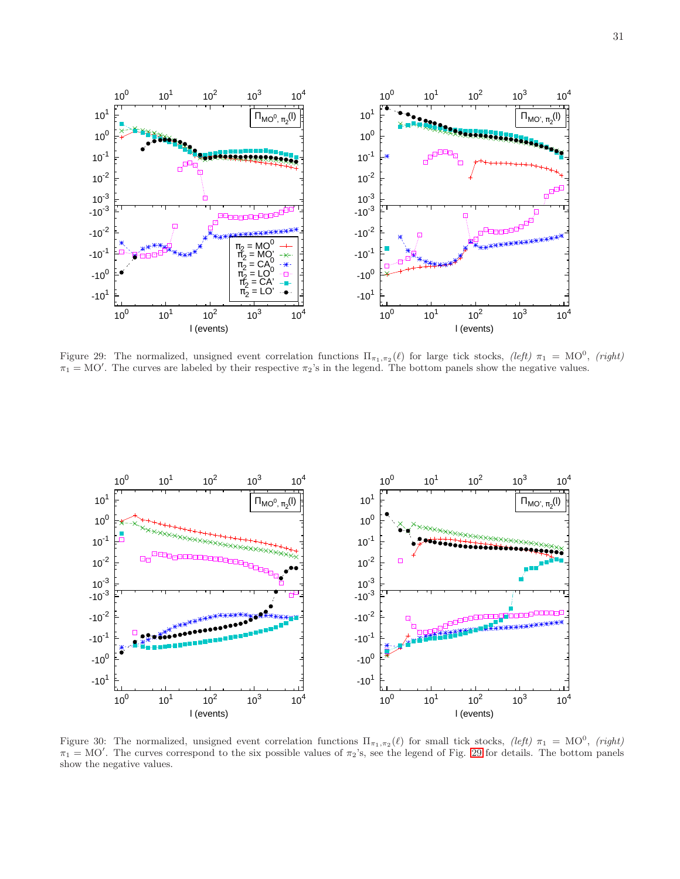$10^0$ $10^1$ $10^2$ $10^3$ $10^4$

$\Pi_{MO^0, \pi_2}(l)$

$10^1$ $10^0$ $10^{-1}$ $10^{-2}$ $10^{-3}$ $-10^{-3}$ $-10^{-2}$ $-10^{-1}$ $-10^0$ $-10^1$

$\pi_2$ = MO$^0$
$\pi_2$ = MO'
$\pi_2$ = CA$^0$
$\pi_2$ = LO$^0$
$\pi_2$ = CA'
$\pi_2$ = LO'

l (events)

$\Pi_{MO', \pi_2}(l)$

l (events)

Figure 29: The normalized, unsigned event correlation functions $\Pi_{\pi_1,\pi_2}(\ell)$ for large tick stocks, *(left)* $\pi_1 = \text{MO}^0$, *(right)* $\pi_1 = \text{MO}'$. The curves are labeled by their respective $\pi_2$'s in the legend. The bottom panels show the negative values.

$\Pi_{MO^0, \pi_2}(l)$

l (events)

$\Pi_{MO', \pi_2}(l)$

l (events)

Figure 30: The normalized, unsigned event correlation functions $\Pi_{\pi_1,\pi_2}(\ell)$ for small tick stocks, *(left)* $\pi_1 = \text{MO}^0$, *(right)* $\pi_1 = \text{MO}'$. The curves correspond to the six possible values of $\pi_2$'s, see the legend of Fig. 29 for details. The bottom panels show the negative values.